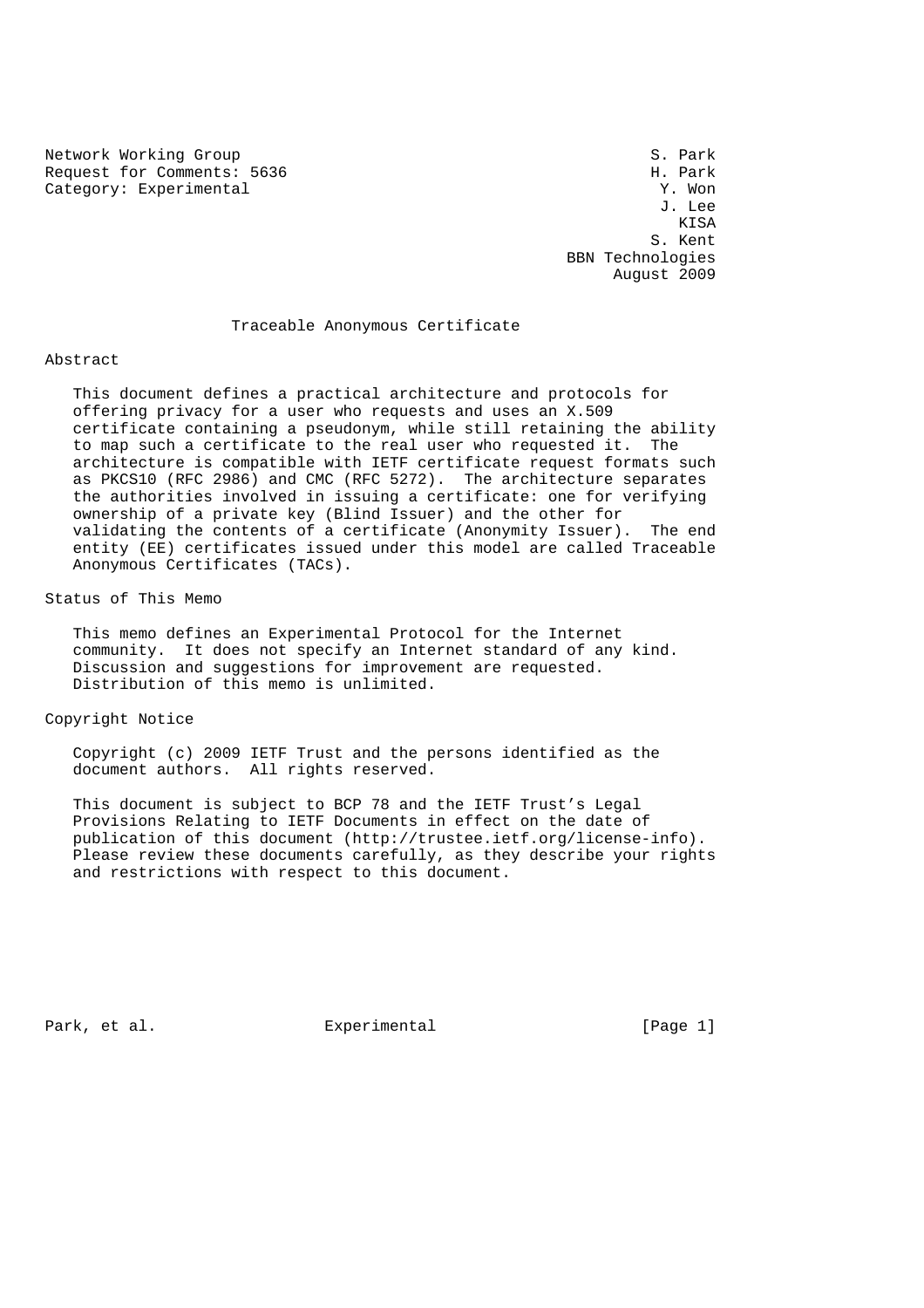Network Working Group S. Park
Request for Comments: 5636 H. Park
Category: Experimental Y. Won
J. Lee
KISA
S. Kent
BBN Technologies
August 2009

# Traceable Anonymous Certificate

## Abstract

This document defines a practical architecture and protocols for offering privacy for a user who requests and uses an X.509 certificate containing a pseudonym, while still retaining the ability to map such a certificate to the real user who requested it. The architecture is compatible with IETF certificate request formats such as PKCS10 (RFC 2986) and CMC (RFC 5272). The architecture separates the authorities involved in issuing a certificate: one for verifying ownership of a private key (Blind Issuer) and the other for validating the contents of a certificate (Anonymity Issuer). The end entity (EE) certificates issued under this model are called Traceable Anonymous Certificates (TACs).

## Status of This Memo

This memo defines an Experimental Protocol for the Internet community. It does not specify an Internet standard of any kind. Discussion and suggestions for improvement are requested. Distribution of this memo is unlimited.

## Copyright Notice

Copyright (c) 2009 IETF Trust and the persons identified as the document authors. All rights reserved.

This document is subject to BCP 78 and the IETF Trust's Legal Provisions Relating to IETF Documents in effect on the date of publication of this document (http://trustee.ietf.org/license-info). Please review these documents carefully, as they describe your rights and restrictions with respect to this document.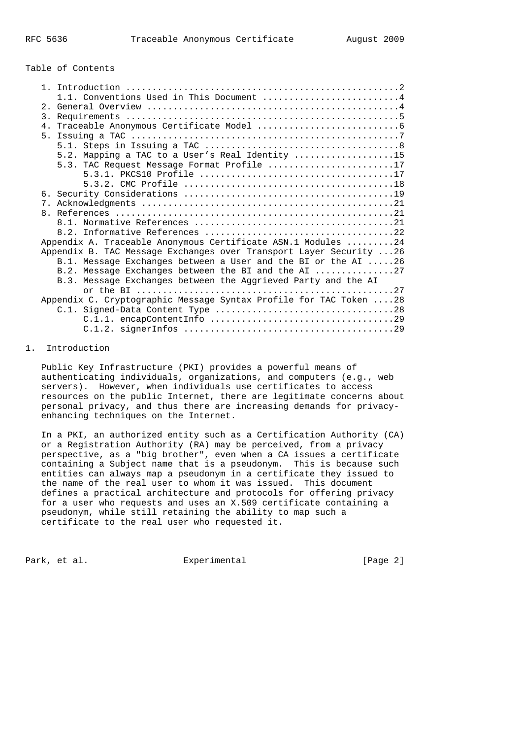Table of Contents

```
   1. Introduction ....................................................2
      1.1. Conventions Used in This Document ..........................4
   2. General Overview ................................................4
   3. Requirements ....................................................5
   4. Traceable Anonymous Certificate Model ...........................6
   5. Issuing a TAC ...................................................7
      5.1. Steps in Issuing a TAC .....................................8
      5.2. Mapping a TAC to a User's Real Identity ...................15
      5.3. TAC Request Message Format Profile ........................17
           5.3.1. PKCS10 Profile .....................................17
           5.3.2. CMC Profile ........................................18
   6. Security Considerations ........................................19
   7. Acknowledgments ................................................21
   8. References .....................................................21
      8.1. Normative References ......................................21
      8.2. Informative References ....................................22
   Appendix A. Traceable Anonymous Certificate ASN.1 Modules .........24
   Appendix B. TAC Message Exchanges over Transport Layer Security ...26
      B.1. Message Exchanges between a User and the BI or the AI .....26
      B.2. Message Exchanges between the BI and the AI ...............27
      B.3. Message Exchanges between the Aggrieved Party and the AI
           or the BI .................................................27
   Appendix C. Cryptographic Message Syntax Profile for TAC Token ....28
      C.1. Signed-Data Content Type ..................................28
           C.1.1. encapContentInfo ...................................29
           C.1.2. signerInfos ........................................29
```

## 1. Introduction

Public Key Infrastructure (PKI) provides a powerful means of authenticating individuals, organizations, and computers (e.g., web servers). However, when individuals use certificates to access resources on the public Internet, there are legitimate concerns about personal privacy, and thus there are increasing demands for privacy-enhancing techniques on the Internet.

In a PKI, an authorized entity such as a Certification Authority (CA) or a Registration Authority (RA) may be perceived, from a privacy perspective, as a "big brother", even when a CA issues a certificate containing a Subject name that is a pseudonym. This is because such entities can always map a pseudonym in a certificate they issued to the name of the real user to whom it was issued. This document defines a practical architecture and protocols for offering privacy for a user who requests and uses an X.509 certificate containing a pseudonym, while still retaining the ability to map such a certificate to the real user who requested it.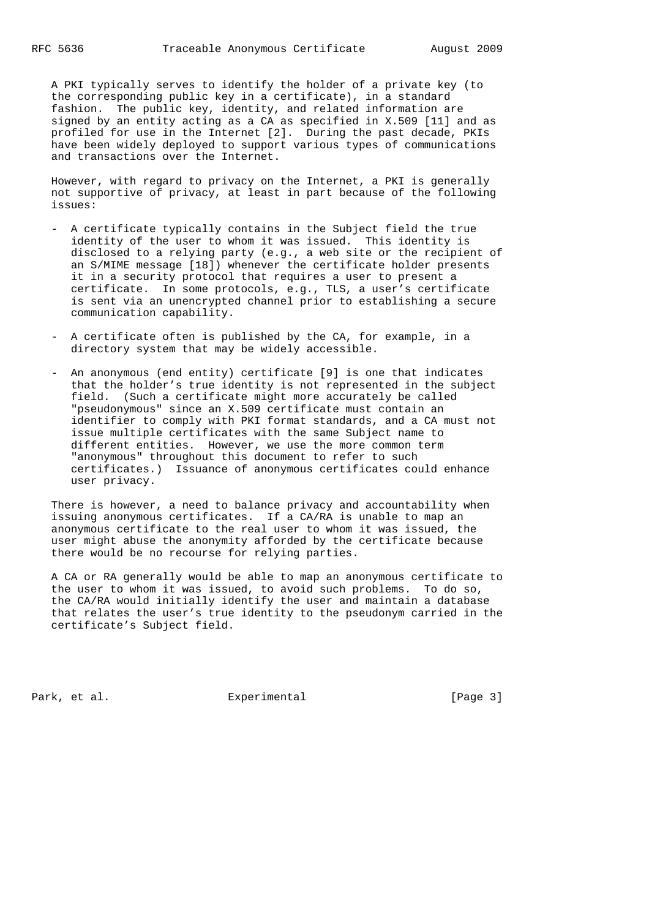A PKI typically serves to identify the holder of a private key (to the corresponding public key in a certificate), in a standard fashion. The public key, identity, and related information are signed by an entity acting as a CA as specified in X.509 [11] and as profiled for use in the Internet [2]. During the past decade, PKIs have been widely deployed to support various types of communications and transactions over the Internet.

However, with regard to privacy on the Internet, a PKI is generally not supportive of privacy, at least in part because of the following issues:

- A certificate typically contains in the Subject field the true identity of the user to whom it was issued. This identity is disclosed to a relying party (e.g., a web site or the recipient of an S/MIME message [18]) whenever the certificate holder presents it in a security protocol that requires a user to present a certificate. In some protocols, e.g., TLS, a user's certificate is sent via an unencrypted channel prior to establishing a secure communication capability.

- A certificate often is published by the CA, for example, in a directory system that may be widely accessible.

- An anonymous (end entity) certificate [9] is one that indicates that the holder's true identity is not represented in the subject field. (Such a certificate might more accurately be called "pseudonymous" since an X.509 certificate must contain an identifier to comply with PKI format standards, and a CA must not issue multiple certificates with the same Subject name to different entities. However, we use the more common term "anonymous" throughout this document to refer to such certificates.) Issuance of anonymous certificates could enhance user privacy.

There is however, a need to balance privacy and accountability when issuing anonymous certificates. If a CA/RA is unable to map an anonymous certificate to the real user to whom it was issued, the user might abuse the anonymity afforded by the certificate because there would be no recourse for relying parties.

A CA or RA generally would be able to map an anonymous certificate to the user to whom it was issued, to avoid such problems. To do so, the CA/RA would initially identify the user and maintain a database that relates the user's true identity to the pseudonym carried in the certificate's Subject field.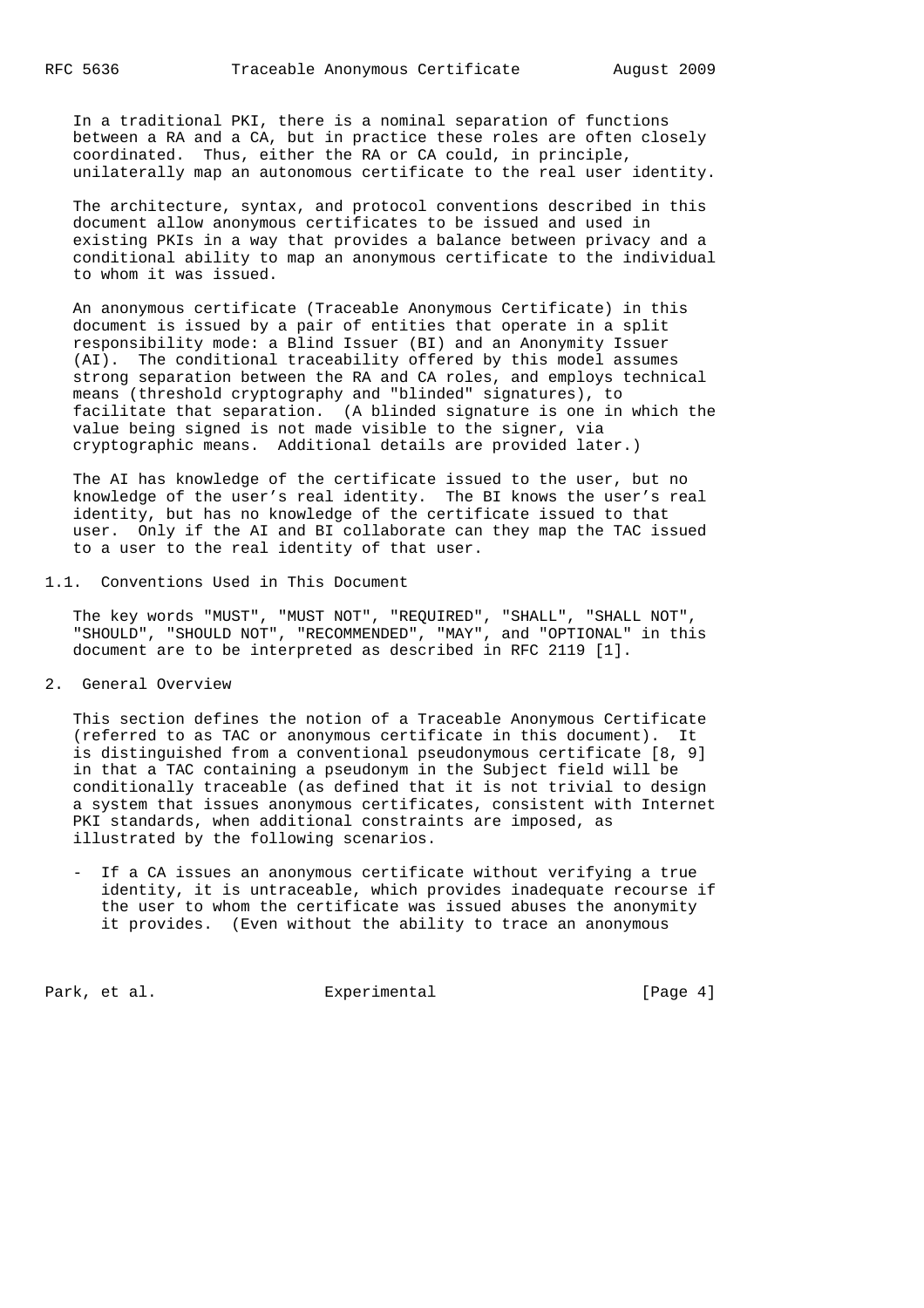In a traditional PKI, there is a nominal separation of functions between a RA and a CA, but in practice these roles are often closely coordinated. Thus, either the RA or CA could, in principle, unilaterally map an autonomous certificate to the real user identity.

The architecture, syntax, and protocol conventions described in this document allow anonymous certificates to be issued and used in existing PKIs in a way that provides a balance between privacy and a conditional ability to map an anonymous certificate to the individual to whom it was issued.

An anonymous certificate (Traceable Anonymous Certificate) in this document is issued by a pair of entities that operate in a split responsibility mode: a Blind Issuer (BI) and an Anonymity Issuer (AI). The conditional traceability offered by this model assumes strong separation between the RA and CA roles, and employs technical means (threshold cryptography and "blinded" signatures), to facilitate that separation. (A blinded signature is one in which the value being signed is not made visible to the signer, via cryptographic means. Additional details are provided later.)

The AI has knowledge of the certificate issued to the user, but no knowledge of the user's real identity. The BI knows the user's real identity, but has no knowledge of the certificate issued to that user. Only if the AI and BI collaborate can they map the TAC issued to a user to the real identity of that user.

### 1.1. Conventions Used in This Document

The key words "MUST", "MUST NOT", "REQUIRED", "SHALL", "SHALL NOT", "SHOULD", "SHOULD NOT", "RECOMMENDED", "MAY", and "OPTIONAL" in this document are to be interpreted as described in RFC 2119 [1].

## 2. General Overview

This section defines the notion of a Traceable Anonymous Certificate (referred to as TAC or anonymous certificate in this document). It is distinguished from a conventional pseudonymous certificate [8, 9] in that a TAC containing a pseudonym in the Subject field will be conditionally traceable (as defined that it is not trivial to design a system that issues anonymous certificates, consistent with Internet PKI standards, when additional constraints are imposed, as illustrated by the following scenarios.

- If a CA issues an anonymous certificate without verifying a true identity, it is untraceable, which provides inadequate recourse if the user to whom the certificate was issued abuses the anonymity it provides. (Even without the ability to trace an anonymous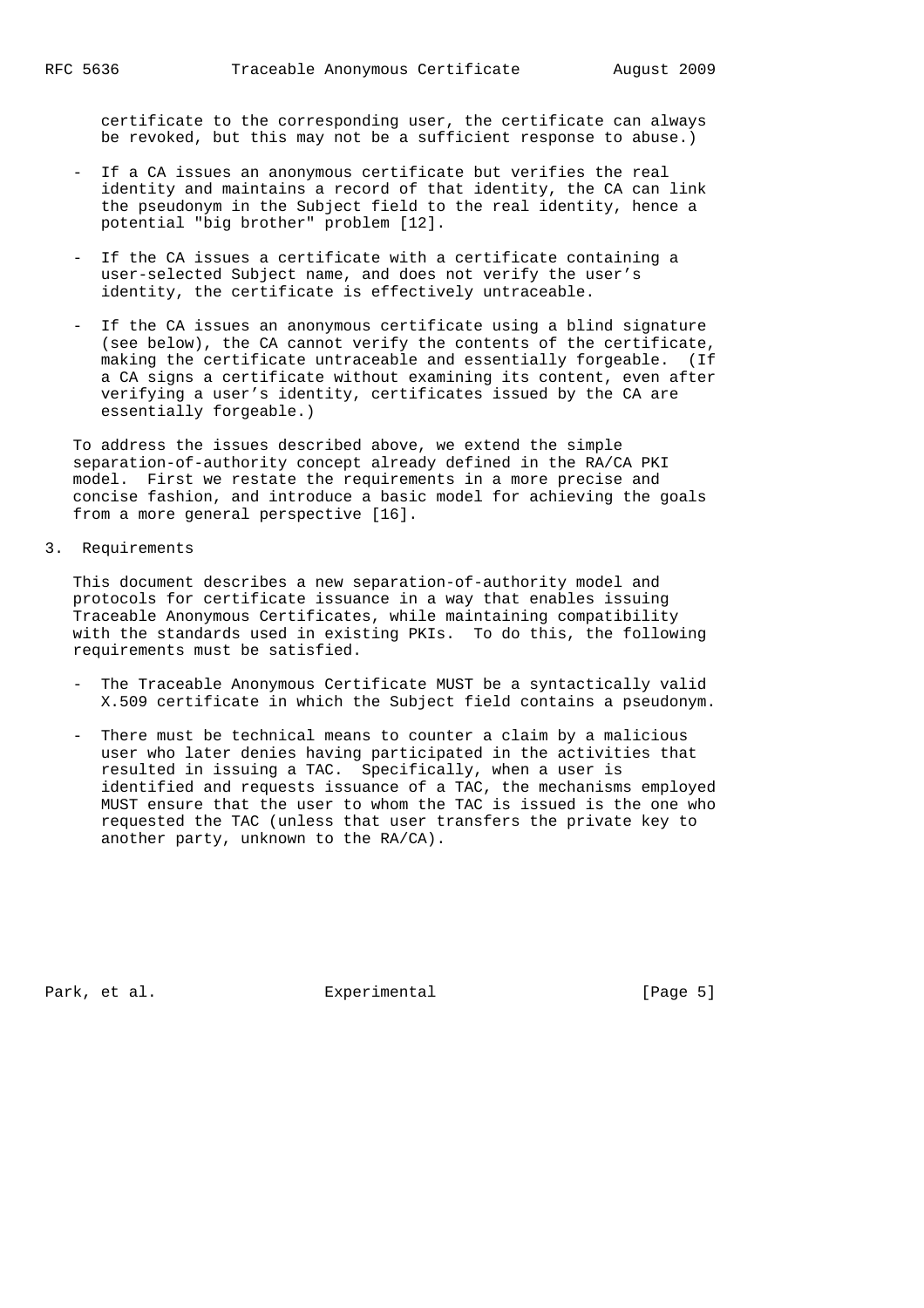certificate to the corresponding user, the certificate can always be revoked, but this may not be a sufficient response to abuse.)

- If a CA issues an anonymous certificate but verifies the real identity and maintains a record of that identity, the CA can link the pseudonym in the Subject field to the real identity, hence a potential "big brother" problem [12].

- If the CA issues a certificate with a certificate containing a user-selected Subject name, and does not verify the user's identity, the certificate is effectively untraceable.

- If the CA issues an anonymous certificate using a blind signature (see below), the CA cannot verify the contents of the certificate, making the certificate untraceable and essentially forgeable. (If a CA signs a certificate without examining its content, even after verifying a user's identity, certificates issued by the CA are essentially forgeable.)

To address the issues described above, we extend the simple separation-of-authority concept already defined in the RA/CA PKI model. First we restate the requirements in a more precise and concise fashion, and introduce a basic model for achieving the goals from a more general perspective [16].

## 3. Requirements

This document describes a new separation-of-authority model and protocols for certificate issuance in a way that enables issuing Traceable Anonymous Certificates, while maintaining compatibility with the standards used in existing PKIs. To do this, the following requirements must be satisfied.

- The Traceable Anonymous Certificate MUST be a syntactically valid X.509 certificate in which the Subject field contains a pseudonym.

- There must be technical means to counter a claim by a malicious user who later denies having participated in the activities that resulted in issuing a TAC. Specifically, when a user is identified and requests issuance of a TAC, the mechanisms employed MUST ensure that the user to whom the TAC is issued is the one who requested the TAC (unless that user transfers the private key to another party, unknown to the RA/CA).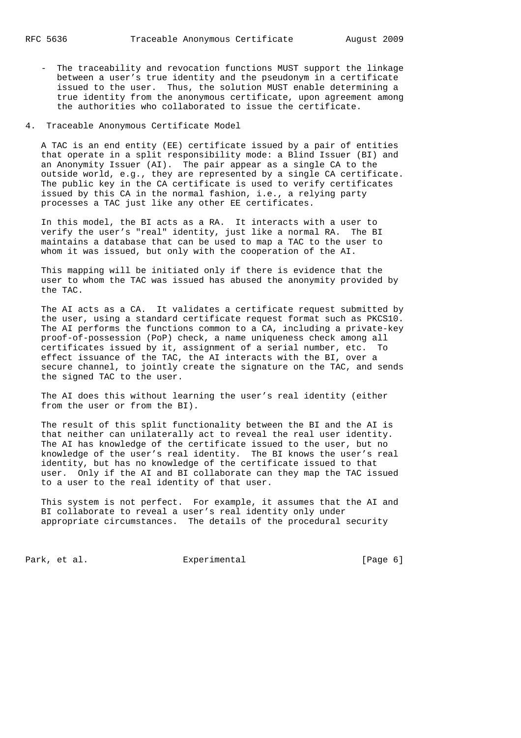- The traceability and revocation functions MUST support the linkage between a user's true identity and the pseudonym in a certificate issued to the user. Thus, the solution MUST enable determining a true identity from the anonymous certificate, upon agreement among the authorities who collaborated to issue the certificate.

## 4. Traceable Anonymous Certificate Model

A TAC is an end entity (EE) certificate issued by a pair of entities that operate in a split responsibility mode: a Blind Issuer (BI) and an Anonymity Issuer (AI). The pair appear as a single CA to the outside world, e.g., they are represented by a single CA certificate. The public key in the CA certificate is used to verify certificates issued by this CA in the normal fashion, i.e., a relying party processes a TAC just like any other EE certificates.

In this model, the BI acts as a RA. It interacts with a user to verify the user's "real" identity, just like a normal RA. The BI maintains a database that can be used to map a TAC to the user to whom it was issued, but only with the cooperation of the AI.

This mapping will be initiated only if there is evidence that the user to whom the TAC was issued has abused the anonymity provided by the TAC.

The AI acts as a CA. It validates a certificate request submitted by the user, using a standard certificate request format such as PKCS10. The AI performs the functions common to a CA, including a private-key proof-of-possession (PoP) check, a name uniqueness check among all certificates issued by it, assignment of a serial number, etc. To effect issuance of the TAC, the AI interacts with the BI, over a secure channel, to jointly create the signature on the TAC, and sends the signed TAC to the user.

The AI does this without learning the user's real identity (either from the user or from the BI).

The result of this split functionality between the BI and the AI is that neither can unilaterally act to reveal the real user identity. The AI has knowledge of the certificate issued to the user, but no knowledge of the user's real identity. The BI knows the user's real identity, but has no knowledge of the certificate issued to that user. Only if the AI and BI collaborate can they map the TAC issued to a user to the real identity of that user.

This system is not perfect. For example, it assumes that the AI and BI collaborate to reveal a user's real identity only under appropriate circumstances. The details of the procedural security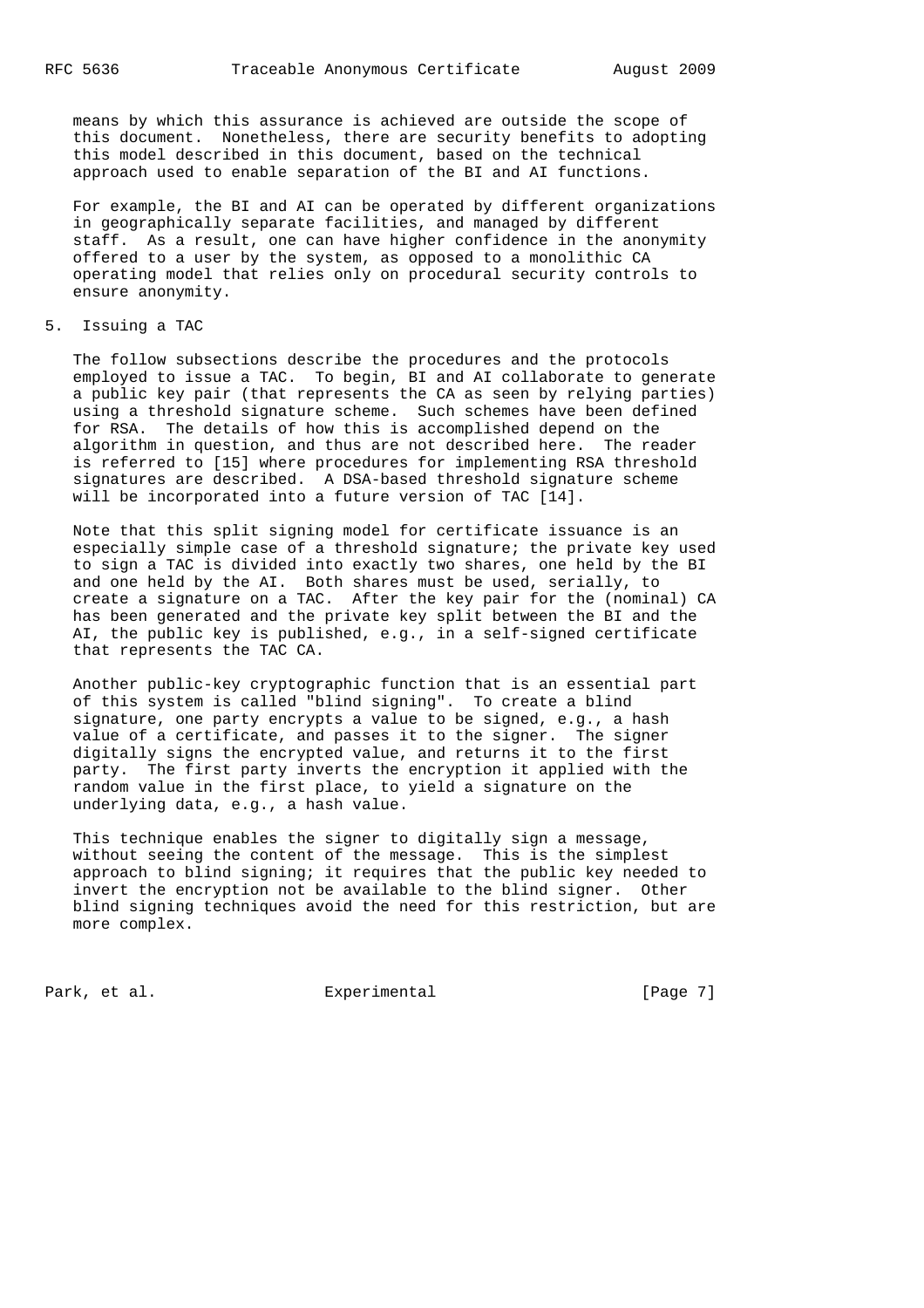means by which this assurance is achieved are outside the scope of this document. Nonetheless, there are security benefits to adopting this model described in this document, based on the technical approach used to enable separation of the BI and AI functions.

For example, the BI and AI can be operated by different organizations in geographically separate facilities, and managed by different staff. As a result, one can have higher confidence in the anonymity offered to a user by the system, as opposed to a monolithic CA operating model that relies only on procedural security controls to ensure anonymity.

## 5. Issuing a TAC

The follow subsections describe the procedures and the protocols employed to issue a TAC. To begin, BI and AI collaborate to generate a public key pair (that represents the CA as seen by relying parties) using a threshold signature scheme. Such schemes have been defined for RSA. The details of how this is accomplished depend on the algorithm in question, and thus are not described here. The reader is referred to [15] where procedures for implementing RSA threshold signatures are described. A DSA-based threshold signature scheme will be incorporated into a future version of TAC [14].

Note that this split signing model for certificate issuance is an especially simple case of a threshold signature; the private key used to sign a TAC is divided into exactly two shares, one held by the BI and one held by the AI. Both shares must be used, serially, to create a signature on a TAC. After the key pair for the (nominal) CA has been generated and the private key split between the BI and the AI, the public key is published, e.g., in a self-signed certificate that represents the TAC CA.

Another public-key cryptographic function that is an essential part of this system is called "blind signing". To create a blind signature, one party encrypts a value to be signed, e.g., a hash value of a certificate, and passes it to the signer. The signer digitally signs the encrypted value, and returns it to the first party. The first party inverts the encryption it applied with the random value in the first place, to yield a signature on the underlying data, e.g., a hash value.

This technique enables the signer to digitally sign a message, without seeing the content of the message. This is the simplest approach to blind signing; it requires that the public key needed to invert the encryption not be available to the blind signer. Other blind signing techniques avoid the need for this restriction, but are more complex.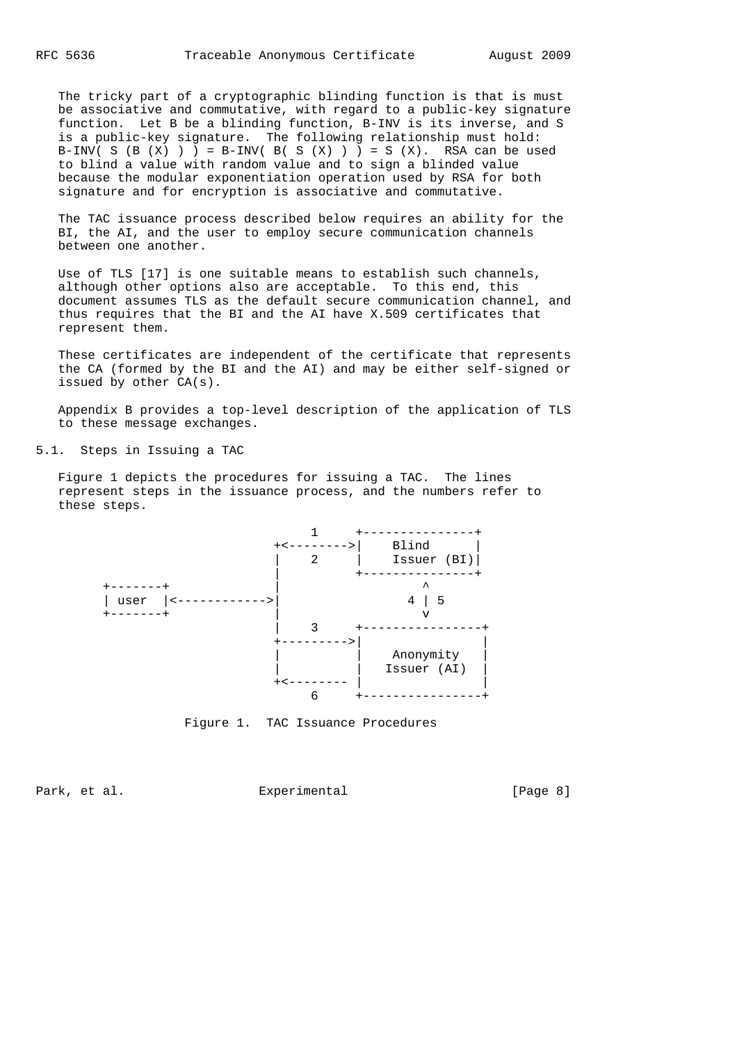The tricky part of a cryptographic blinding function is that is must be associative and commutative, with regard to a public-key signature function. Let B be a blinding function, B-INV is its inverse, and S is a public-key signature. The following relationship must hold: B-INV( S (B (X) ) ) = B-INV( B( S (X) ) ) = S (X). RSA can be used to blind a value with random value and to sign a blinded value because the modular exponentiation operation used by RSA for both signature and for encryption is associative and commutative.

The TAC issuance process described below requires an ability for the BI, the AI, and the user to employ secure communication channels between one another.

Use of TLS [17] is one suitable means to establish such channels, although other options also are acceptable. To this end, this document assumes TLS as the default secure communication channel, and thus requires that the BI and the AI have X.509 certificates that represent them.

These certificates are independent of the certificate that represents the CA (formed by the BI and the AI) and may be either self-signed or issued by other CA(s).

Appendix B provides a top-level description of the application of TLS to these message exchanges.

## 5.1. Steps in Issuing a TAC

Figure 1 depicts the procedures for issuing a TAC. The lines represent steps in the issuance process, and the numbers refer to these steps.

```
                             1     +---------------+
                         +<-------->|    Blind      |
                         |    2     |    Issuer (BI)|
                         |          +---------------+
  +-------+              |                 ^
  | user  |<------------>|               4 | 5
  +-------+              |                 v
                         |    3     +----------------+
                         +--------->|                |
                         |          |   Anonymity    |
                         |          |  Issuer (AI)   |
                         +<-------- |                |
                              6     +----------------+
```

Figure 1. TAC Issuance Procedures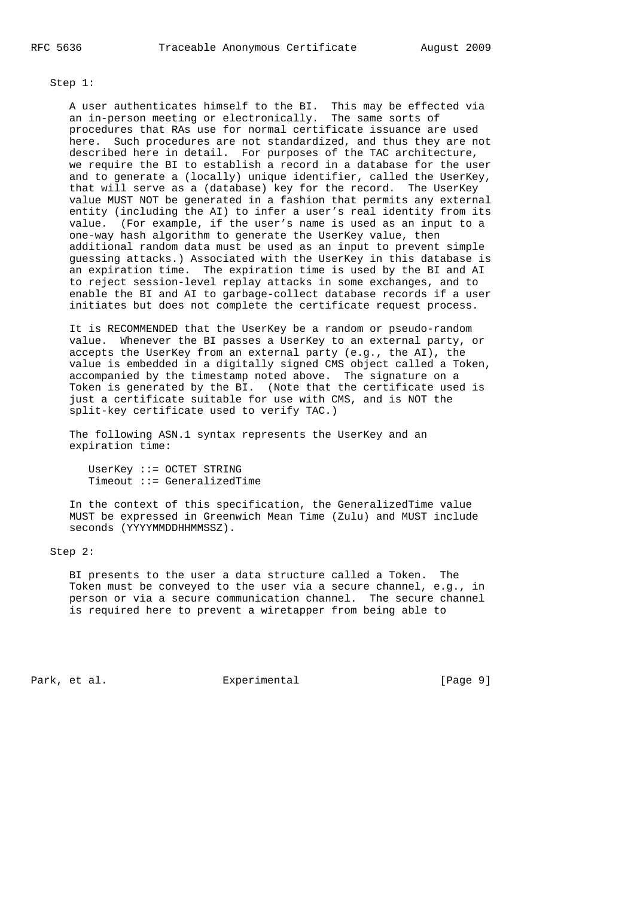Step 1:

A user authenticates himself to the BI. This may be effected via an in-person meeting or electronically. The same sorts of procedures that RAs use for normal certificate issuance are used here. Such procedures are not standardized, and thus they are not described here in detail. For purposes of the TAC architecture, we require the BI to establish a record in a database for the user and to generate a (locally) unique identifier, called the UserKey, that will serve as a (database) key for the record. The UserKey value MUST NOT be generated in a fashion that permits any external entity (including the AI) to infer a user's real identity from its value. (For example, if the user's name is used as an input to a one-way hash algorithm to generate the UserKey value, then additional random data must be used as an input to prevent simple guessing attacks.) Associated with the UserKey in this database is an expiration time. The expiration time is used by the BI and AI to reject session-level replay attacks in some exchanges, and to enable the BI and AI to garbage-collect database records if a user initiates but does not complete the certificate request process.

It is RECOMMENDED that the UserKey be a random or pseudo-random value. Whenever the BI passes a UserKey to an external party, or accepts the UserKey from an external party (e.g., the AI), the value is embedded in a digitally signed CMS object called a Token, accompanied by the timestamp noted above. The signature on a Token is generated by the BI. (Note that the certificate used is just a certificate suitable for use with CMS, and is NOT the split-key certificate used to verify TAC.)

The following ASN.1 syntax represents the UserKey and an expiration time:

```
UserKey ::= OCTET STRING
Timeout ::= GeneralizedTime
```

In the context of this specification, the GeneralizedTime value MUST be expressed in Greenwich Mean Time (Zulu) and MUST include seconds (YYYYMMDDHHMMSSZ).

Step 2:

BI presents to the user a data structure called a Token. The Token must be conveyed to the user via a secure channel, e.g., in person or via a secure communication channel. The secure channel is required here to prevent a wiretapper from being able to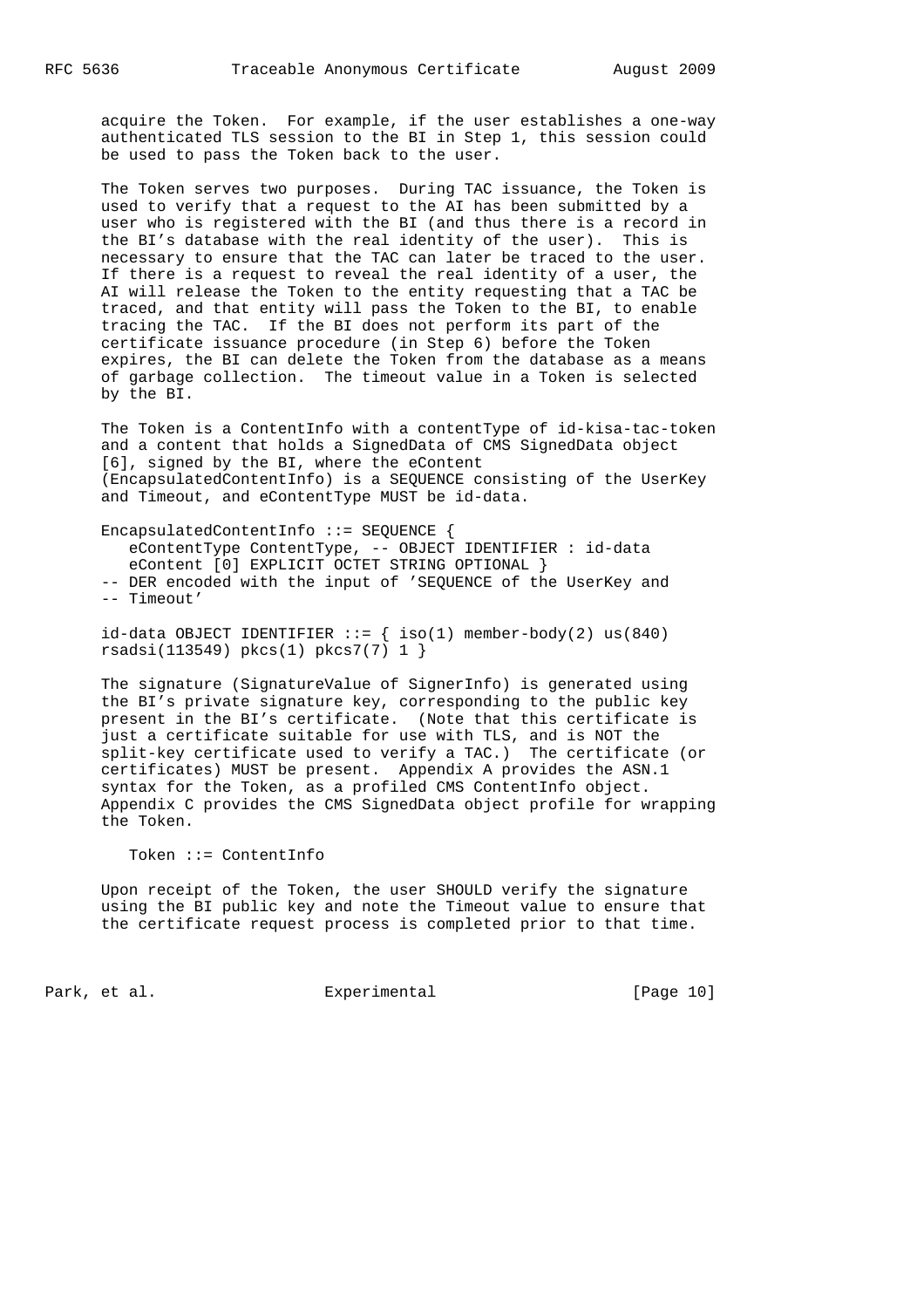acquire the Token. For example, if the user establishes a one-way authenticated TLS session to the BI in Step 1, this session could be used to pass the Token back to the user.

The Token serves two purposes. During TAC issuance, the Token is used to verify that a request to the AI has been submitted by a user who is registered with the BI (and thus there is a record in the BI's database with the real identity of the user). This is necessary to ensure that the TAC can later be traced to the user. If there is a request to reveal the real identity of a user, the AI will release the Token to the entity requesting that a TAC be traced, and that entity will pass the Token to the BI, to enable tracing the TAC. If the BI does not perform its part of the certificate issuance procedure (in Step 6) before the Token expires, the BI can delete the Token from the database as a means of garbage collection. The timeout value in a Token is selected by the BI.

The Token is a ContentInfo with a contentType of id-kisa-tac-token and a content that holds a SignedData of CMS SignedData object [6], signed by the BI, where the eContent (EncapsulatedContentInfo) is a SEQUENCE consisting of the UserKey and Timeout, and eContentType MUST be id-data.

```
EncapsulatedContentInfo ::= SEQUENCE {
   eContentType ContentType, -- OBJECT IDENTIFIER : id-data
   eContent [0] EXPLICIT OCTET STRING OPTIONAL }
-- DER encoded with the input of 'SEQUENCE of the UserKey and
-- Timeout'

id-data OBJECT IDENTIFIER ::= { iso(1) member-body(2) us(840)
rsadsi(113549) pkcs(1) pkcs7(7) 1 }
```

The signature (SignatureValue of SignerInfo) is generated using the BI's private signature key, corresponding to the public key present in the BI's certificate. (Note that this certificate is just a certificate suitable for use with TLS, and is NOT the split-key certificate used to verify a TAC.) The certificate (or certificates) MUST be present. Appendix A provides the ASN.1 syntax for the Token, as a profiled CMS ContentInfo object. Appendix C provides the CMS SignedData object profile for wrapping the Token.

```
Token ::= ContentInfo
```

Upon receipt of the Token, the user SHOULD verify the signature using the BI public key and note the Timeout value to ensure that the certificate request process is completed prior to that time.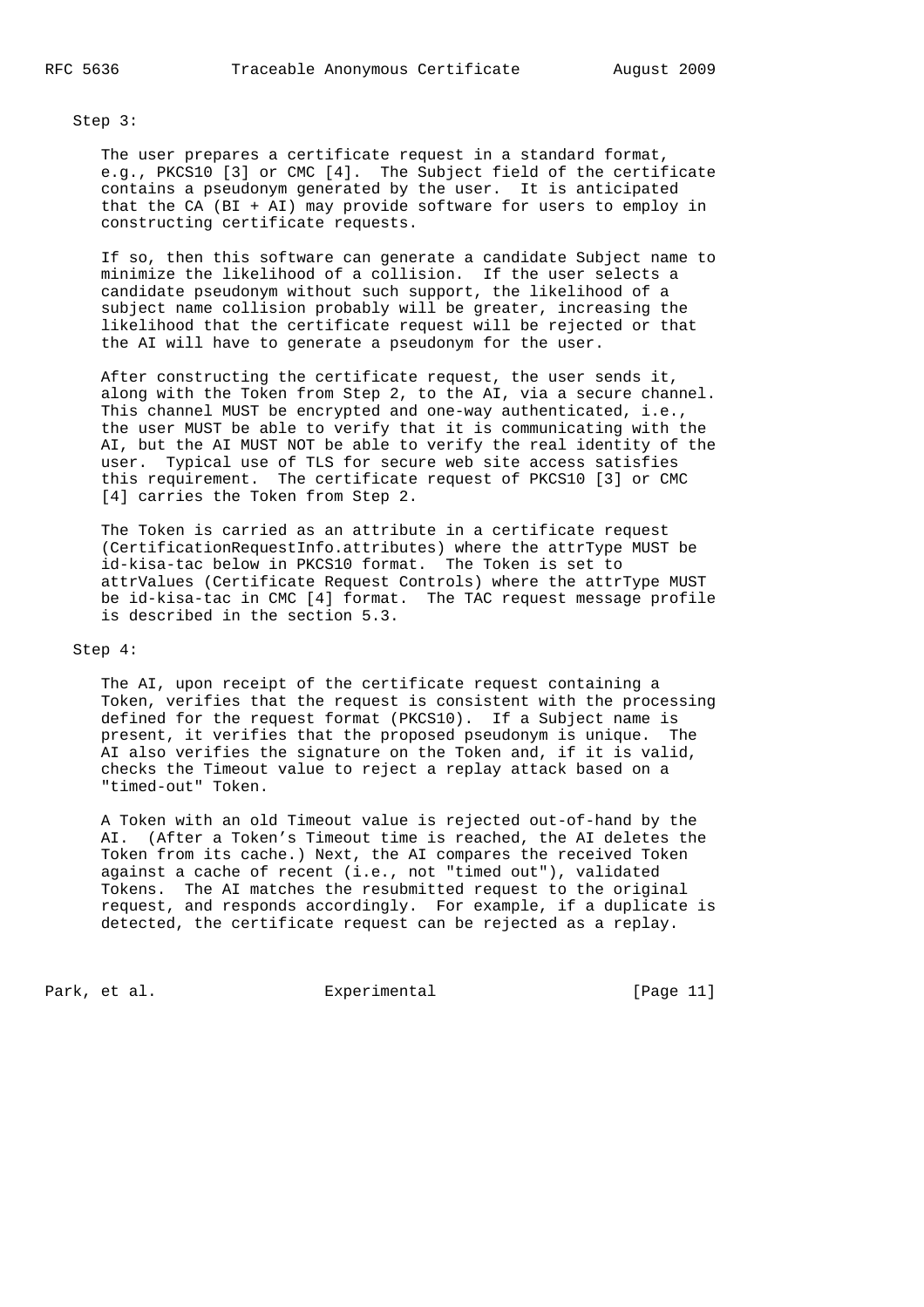Step 3:

The user prepares a certificate request in a standard format, e.g., PKCS10 [3] or CMC [4]. The Subject field of the certificate contains a pseudonym generated by the user. It is anticipated that the CA (BI + AI) may provide software for users to employ in constructing certificate requests.

If so, then this software can generate a candidate Subject name to minimize the likelihood of a collision. If the user selects a candidate pseudonym without such support, the likelihood of a subject name collision probably will be greater, increasing the likelihood that the certificate request will be rejected or that the AI will have to generate a pseudonym for the user.

After constructing the certificate request, the user sends it, along with the Token from Step 2, to the AI, via a secure channel. This channel MUST be encrypted and one-way authenticated, i.e., the user MUST be able to verify that it is communicating with the AI, but the AI MUST NOT be able to verify the real identity of the user. Typical use of TLS for secure web site access satisfies this requirement. The certificate request of PKCS10 [3] or CMC [4] carries the Token from Step 2.

The Token is carried as an attribute in a certificate request (CertificationRequestInfo.attributes) where the attrType MUST be id-kisa-tac below in PKCS10 format. The Token is set to attrValues (Certificate Request Controls) where the attrType MUST be id-kisa-tac in CMC [4] format. The TAC request message profile is described in the section 5.3.

Step 4:

The AI, upon receipt of the certificate request containing a Token, verifies that the request is consistent with the processing defined for the request format (PKCS10). If a Subject name is present, it verifies that the proposed pseudonym is unique. The AI also verifies the signature on the Token and, if it is valid, checks the Timeout value to reject a replay attack based on a "timed-out" Token.

A Token with an old Timeout value is rejected out-of-hand by the AI. (After a Token's Timeout time is reached, the AI deletes the Token from its cache.) Next, the AI compares the received Token against a cache of recent (i.e., not "timed out"), validated Tokens. The AI matches the resubmitted request to the original request, and responds accordingly. For example, if a duplicate is detected, the certificate request can be rejected as a replay.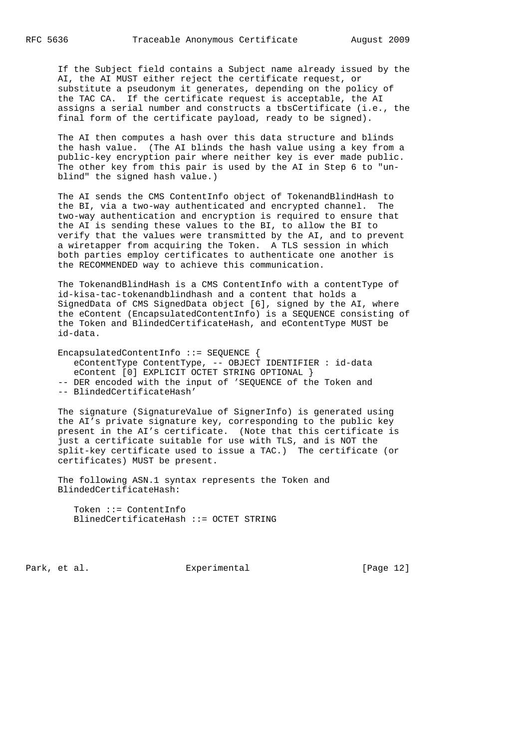If the Subject field contains a Subject name already issued by the AI, the AI MUST either reject the certificate request, or substitute a pseudonym it generates, depending on the policy of the TAC CA. If the certificate request is acceptable, the AI assigns a serial number and constructs a tbsCertificate (i.e., the final form of the certificate payload, ready to be signed).

The AI then computes a hash over this data structure and blinds the hash value. (The AI blinds the hash value using a key from a public-key encryption pair where neither key is ever made public. The other key from this pair is used by the AI in Step 6 to "un-blind" the signed hash value.)

The AI sends the CMS ContentInfo object of TokenandBlindHash to the BI, via a two-way authenticated and encrypted channel. The two-way authentication and encryption is required to ensure that the AI is sending these values to the BI, to allow the BI to verify that the values were transmitted by the AI, and to prevent a wiretapper from acquiring the Token. A TLS session in which both parties employ certificates to authenticate one another is the RECOMMENDED way to achieve this communication.

The TokenandBlindHash is a CMS ContentInfo with a contentType of id-kisa-tac-tokenandblindhash and a content that holds a SignedData of CMS SignedData object [6], signed by the AI, where the eContent (EncapsulatedContentInfo) is a SEQUENCE consisting of the Token and BlindedCertificateHash, and eContentType MUST be id-data.

```
EncapsulatedContentInfo ::= SEQUENCE {
   eContentType ContentType, -- OBJECT IDENTIFIER : id-data
   eContent [0] EXPLICIT OCTET STRING OPTIONAL }
-- DER encoded with the input of 'SEQUENCE of the Token and
-- BlindedCertificateHash'
```

The signature (SignatureValue of SignerInfo) is generated using the AI's private signature key, corresponding to the public key present in the AI's certificate. (Note that this certificate is just a certificate suitable for use with TLS, and is NOT the split-key certificate used to issue a TAC.) The certificate (or certificates) MUST be present.

The following ASN.1 syntax represents the Token and BlindedCertificateHash:

```
Token ::= ContentInfo
BlinedCertificateHash ::= OCTET STRING
```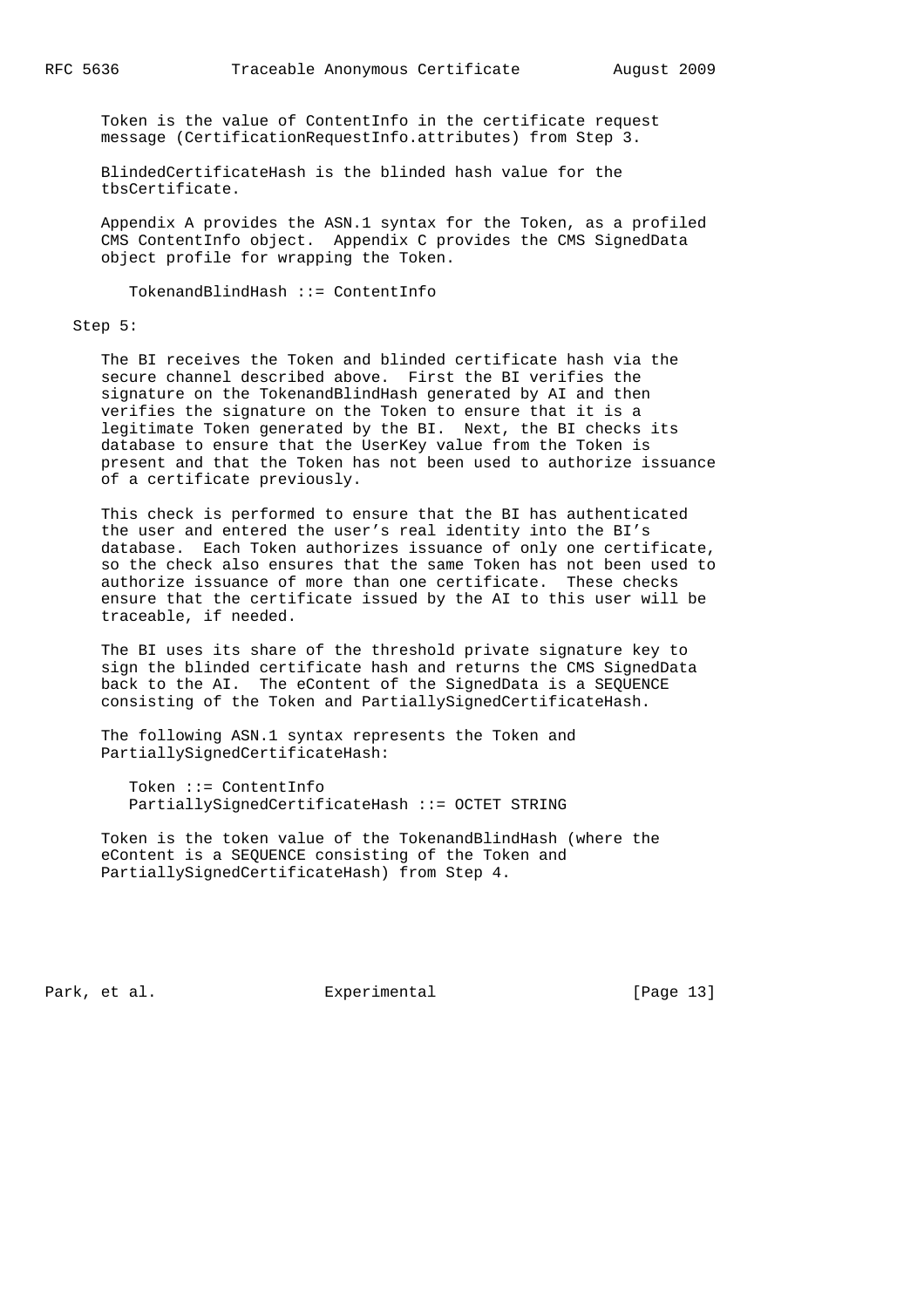Token is the value of ContentInfo in the certificate request message (CertificationRequestInfo.attributes) from Step 3.

BlindedCertificateHash is the blinded hash value for the tbsCertificate.

Appendix A provides the ASN.1 syntax for the Token, as a profiled CMS ContentInfo object. Appendix C provides the CMS SignedData object profile for wrapping the Token.

```
TokenandBlindHash ::= ContentInfo
```

Step 5:

The BI receives the Token and blinded certificate hash via the secure channel described above. First the BI verifies the signature on the TokenandBlindHash generated by AI and then verifies the signature on the Token to ensure that it is a legitimate Token generated by the BI. Next, the BI checks its database to ensure that the UserKey value from the Token is present and that the Token has not been used to authorize issuance of a certificate previously.

This check is performed to ensure that the BI has authenticated the user and entered the user's real identity into the BI's database. Each Token authorizes issuance of only one certificate, so the check also ensures that the same Token has not been used to authorize issuance of more than one certificate. These checks ensure that the certificate issued by the AI to this user will be traceable, if needed.

The BI uses its share of the threshold private signature key to sign the blinded certificate hash and returns the CMS SignedData back to the AI. The eContent of the SignedData is a SEQUENCE consisting of the Token and PartiallySignedCertificateHash.

The following ASN.1 syntax represents the Token and PartiallySignedCertificateHash:

```
Token ::= ContentInfo
PartiallySignedCertificateHash ::= OCTET STRING
```

Token is the token value of the TokenandBlindHash (where the eContent is a SEQUENCE consisting of the Token and PartiallySignedCertificateHash) from Step 4.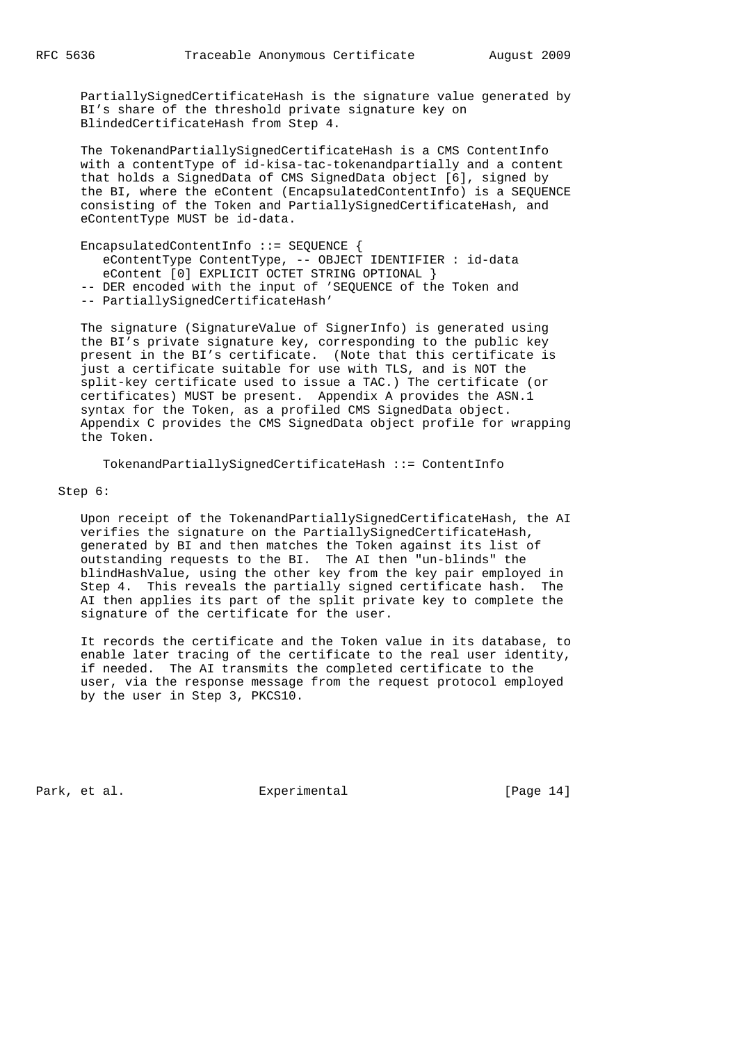PartiallySignedCertificateHash is the signature value generated by BI's share of the threshold private signature key on BlindedCertificateHash from Step 4.

The TokenandPartiallySignedCertificateHash is a CMS ContentInfo with a contentType of id-kisa-tac-tokenandpartially and a content that holds a SignedData of CMS SignedData object [6], signed by the BI, where the eContent (EncapsulatedContentInfo) is a SEQUENCE consisting of the Token and PartiallySignedCertificateHash, and eContentType MUST be id-data.

```
EncapsulatedContentInfo ::= SEQUENCE {
   eContentType ContentType, -- OBJECT IDENTIFIER : id-data
   eContent [0] EXPLICIT OCTET STRING OPTIONAL }
-- DER encoded with the input of 'SEQUENCE of the Token and
-- PartiallySignedCertificateHash'
```

The signature (SignatureValue of SignerInfo) is generated using the BI's private signature key, corresponding to the public key present in the BI's certificate. (Note that this certificate is just a certificate suitable for use with TLS, and is NOT the split-key certificate used to issue a TAC.) The certificate (or certificates) MUST be present. Appendix A provides the ASN.1 syntax for the Token, as a profiled CMS SignedData object. Appendix C provides the CMS SignedData object profile for wrapping the Token.

```
TokenandPartiallySignedCertificateHash ::= ContentInfo
```

Step 6:

Upon receipt of the TokenandPartiallySignedCertificateHash, the AI verifies the signature on the PartiallySignedCertificateHash, generated by BI and then matches the Token against its list of outstanding requests to the BI. The AI then "un-blinds" the blindHashValue, using the other key from the key pair employed in Step 4. This reveals the partially signed certificate hash. The AI then applies its part of the split private key to complete the signature of the certificate for the user.

It records the certificate and the Token value in its database, to enable later tracing of the certificate to the real user identity, if needed. The AI transmits the completed certificate to the user, via the response message from the request protocol employed by the user in Step 3, PKCS10.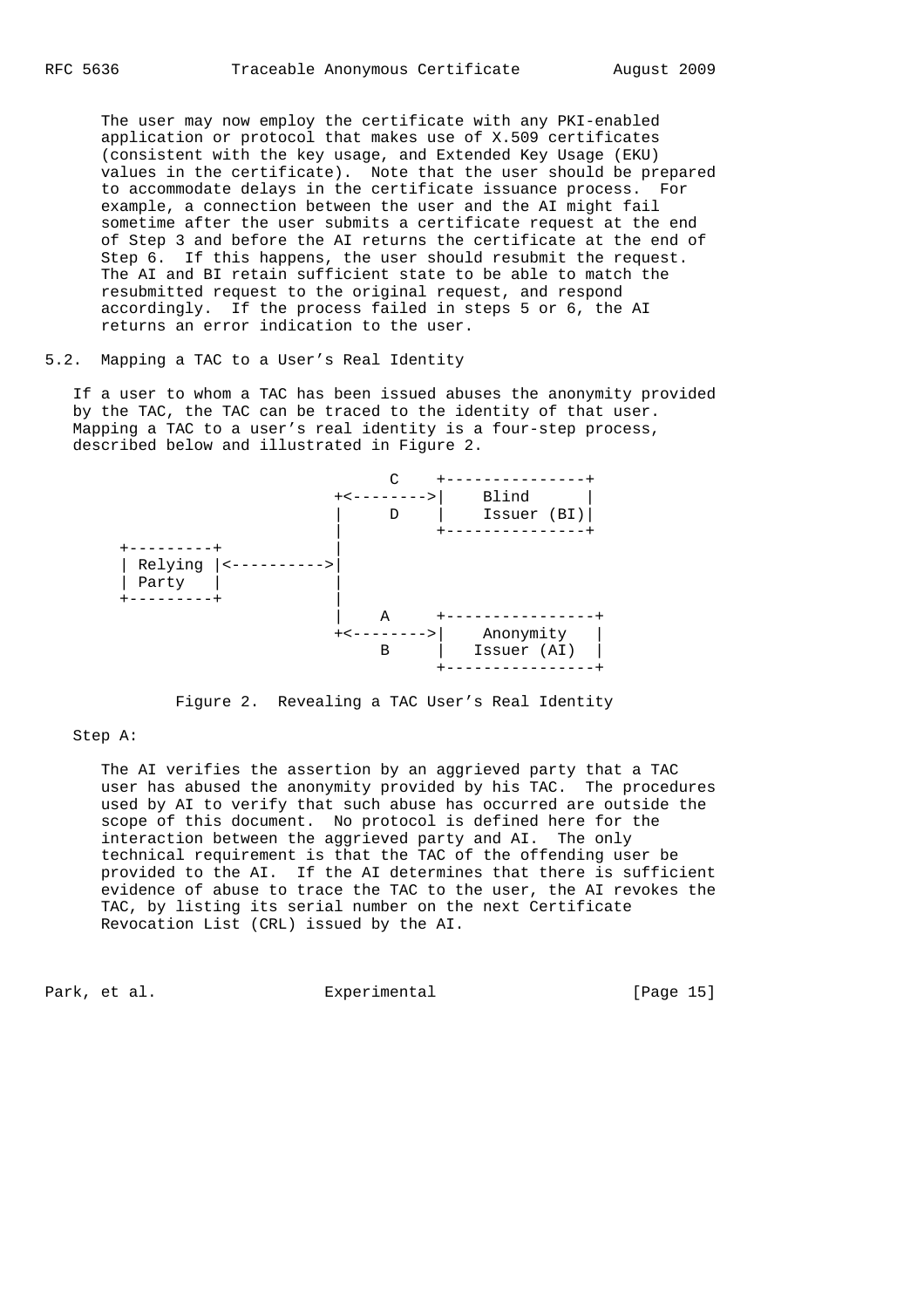The user may now employ the certificate with any PKI-enabled application or protocol that makes use of X.509 certificates (consistent with the key usage, and Extended Key Usage (EKU) values in the certificate). Note that the user should be prepared to accommodate delays in the certificate issuance process. For example, a connection between the user and the AI might fail sometime after the user submits a certificate request at the end of Step 3 and before the AI returns the certificate at the end of Step 6. If this happens, the user should resubmit the request. The AI and BI retain sufficient state to be able to match the resubmitted request to the original request, and respond accordingly. If the process failed in steps 5 or 6, the AI returns an error indication to the user.

## 5.2. Mapping a TAC to a User's Real Identity

If a user to whom a TAC has been issued abuses the anonymity provided by the TAC, the TAC can be traced to the identity of that user. Mapping a TAC to a user's real identity is a four-step process, described below and illustrated in Figure 2.

```
                              C    +---------------+
                          +<-------->|    Blind      |
                          |     D    |    Issuer (BI)|
                          |          +---------------+
   +---------+            |
   | Relying |<---------->|
   | Party   |            |
   +---------+            |
                          |    A     +----------------+
                          +<-------->|   Anonymity    |
                               B     |   Issuer (AI)  |
                                     +----------------+
```

Figure 2. Revealing a TAC User's Real Identity

Step A:

The AI verifies the assertion by an aggrieved party that a TAC user has abused the anonymity provided by his TAC. The procedures used by AI to verify that such abuse has occurred are outside the scope of this document. No protocol is defined here for the interaction between the aggrieved party and AI. The only technical requirement is that the TAC of the offending user be provided to the AI. If the AI determines that there is sufficient evidence of abuse to trace the TAC to the user, the AI revokes the TAC, by listing its serial number on the next Certificate Revocation List (CRL) issued by the AI.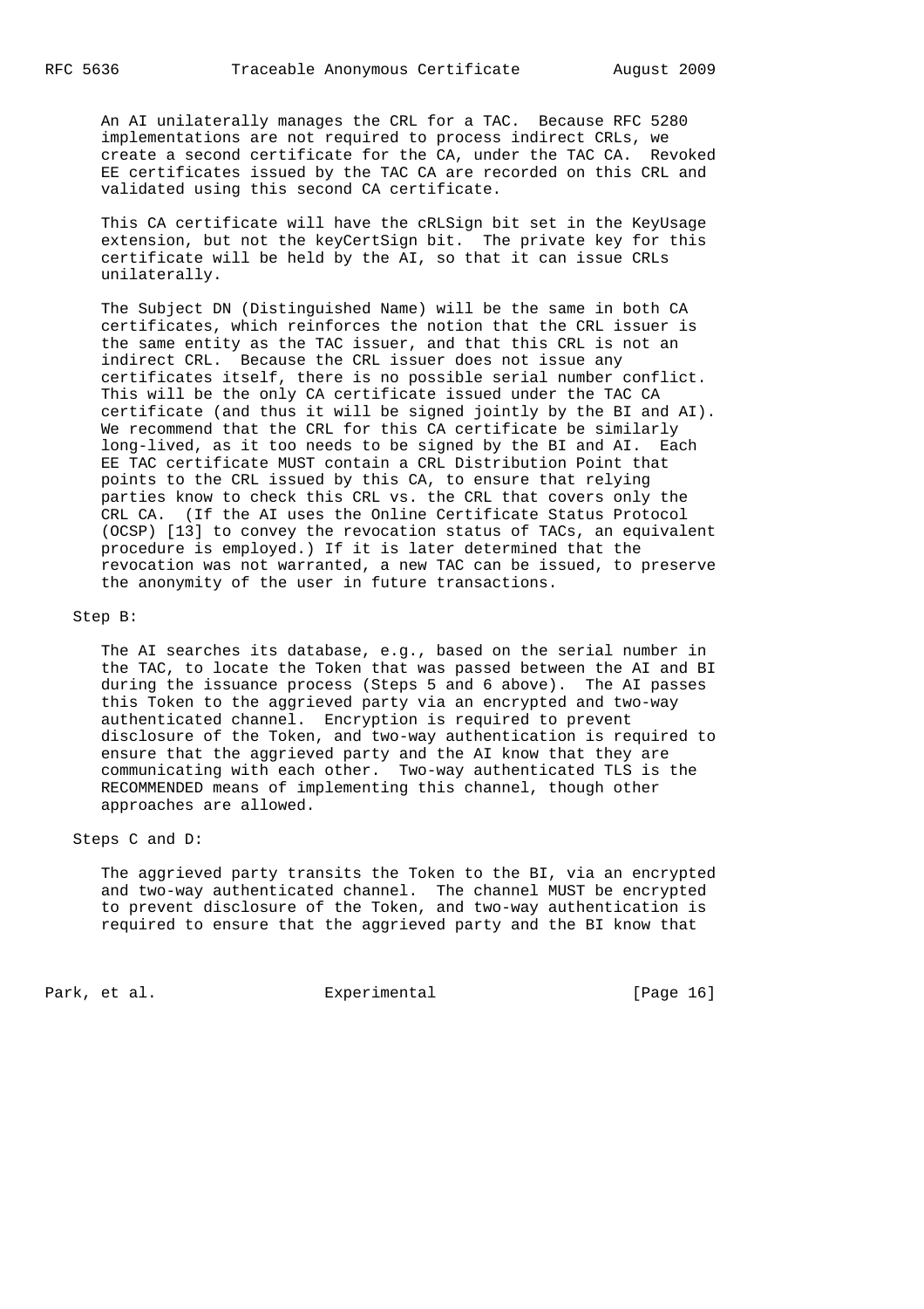An AI unilaterally manages the CRL for a TAC. Because RFC 5280 implementations are not required to process indirect CRLs, we create a second certificate for the CA, under the TAC CA. Revoked EE certificates issued by the TAC CA are recorded on this CRL and validated using this second CA certificate.

This CA certificate will have the cRLSign bit set in the KeyUsage extension, but not the keyCertSign bit. The private key for this certificate will be held by the AI, so that it can issue CRLs unilaterally.

The Subject DN (Distinguished Name) will be the same in both CA certificates, which reinforces the notion that the CRL issuer is the same entity as the TAC issuer, and that this CRL is not an indirect CRL. Because the CRL issuer does not issue any certificates itself, there is no possible serial number conflict. This will be the only CA certificate issued under the TAC CA certificate (and thus it will be signed jointly by the BI and AI). We recommend that the CRL for this CA certificate be similarly long-lived, as it too needs to be signed by the BI and AI. Each EE TAC certificate MUST contain a CRL Distribution Point that points to the CRL issued by this CA, to ensure that relying parties know to check this CRL vs. the CRL that covers only the CRL CA. (If the AI uses the Online Certificate Status Protocol (OCSP) [13] to convey the revocation status of TACs, an equivalent procedure is employed.) If it is later determined that the revocation was not warranted, a new TAC can be issued, to preserve the anonymity of the user in future transactions.

Step B:

The AI searches its database, e.g., based on the serial number in the TAC, to locate the Token that was passed between the AI and BI during the issuance process (Steps 5 and 6 above). The AI passes this Token to the aggrieved party via an encrypted and two-way authenticated channel. Encryption is required to prevent disclosure of the Token, and two-way authentication is required to ensure that the aggrieved party and the AI know that they are communicating with each other. Two-way authenticated TLS is the RECOMMENDED means of implementing this channel, though other approaches are allowed.

Steps C and D:

The aggrieved party transits the Token to the BI, via an encrypted and two-way authenticated channel. The channel MUST be encrypted to prevent disclosure of the Token, and two-way authentication is required to ensure that the aggrieved party and the BI know that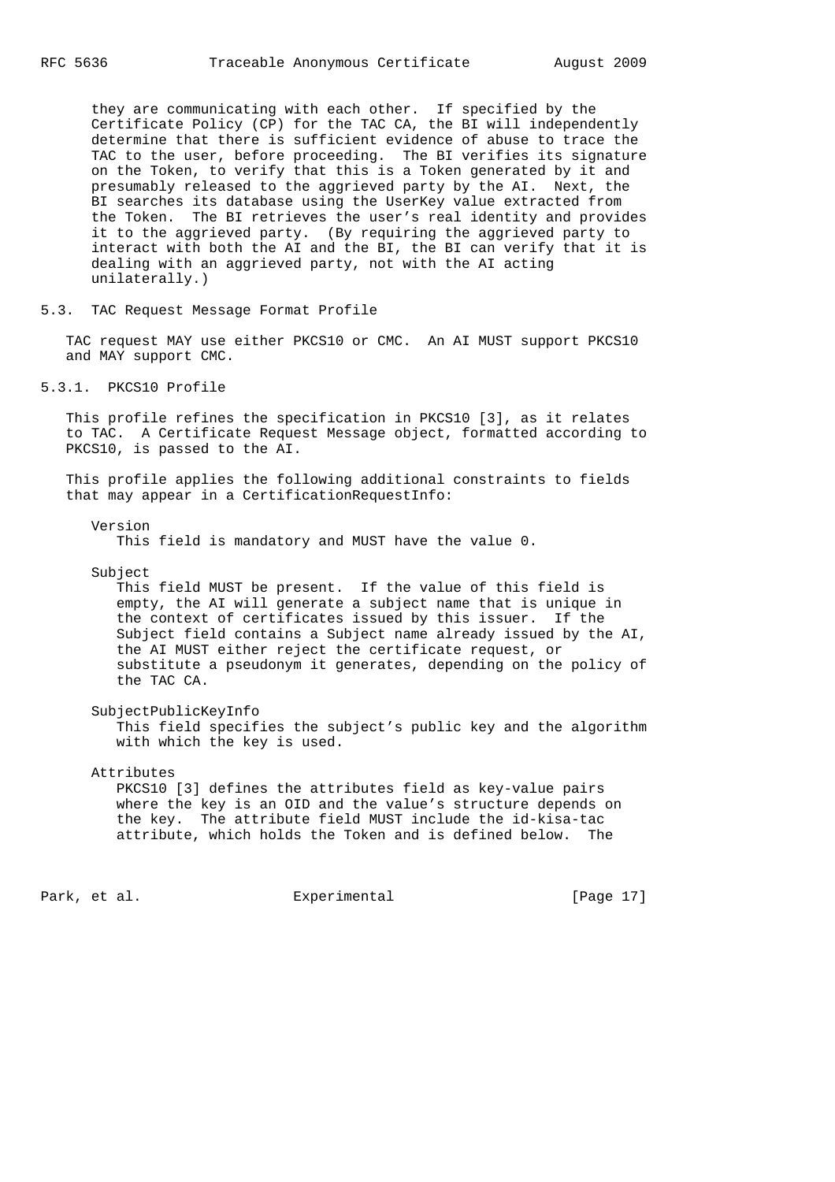they are communicating with each other. If specified by the Certificate Policy (CP) for the TAC CA, the BI will independently determine that there is sufficient evidence of abuse to trace the TAC to the user, before proceeding. The BI verifies its signature on the Token, to verify that this is a Token generated by it and presumably released to the aggrieved party by the AI. Next, the BI searches its database using the UserKey value extracted from the Token. The BI retrieves the user's real identity and provides it to the aggrieved party. (By requiring the aggrieved party to interact with both the AI and the BI, the BI can verify that it is dealing with an aggrieved party, not with the AI acting unilaterally.)

### 5.3. TAC Request Message Format Profile

TAC request MAY use either PKCS10 or CMC. An AI MUST support PKCS10 and MAY support CMC.

#### 5.3.1. PKCS10 Profile

This profile refines the specification in PKCS10 [3], as it relates to TAC. A Certificate Request Message object, formatted according to PKCS10, is passed to the AI.

This profile applies the following additional constraints to fields that may appear in a CertificationRequestInfo:

Version
: This field is mandatory and MUST have the value 0.

Subject
: This field MUST be present. If the value of this field is empty, the AI will generate a subject name that is unique in the context of certificates issued by this issuer. If the Subject field contains a Subject name already issued by the AI, the AI MUST either reject the certificate request, or substitute a pseudonym it generates, depending on the policy of the TAC CA.

SubjectPublicKeyInfo
: This field specifies the subject's public key and the algorithm with which the key is used.

Attributes
: PKCS10 [3] defines the attributes field as key-value pairs where the key is an OID and the value's structure depends on the key. The attribute field MUST include the id-kisa-tac attribute, which holds the Token and is defined below. The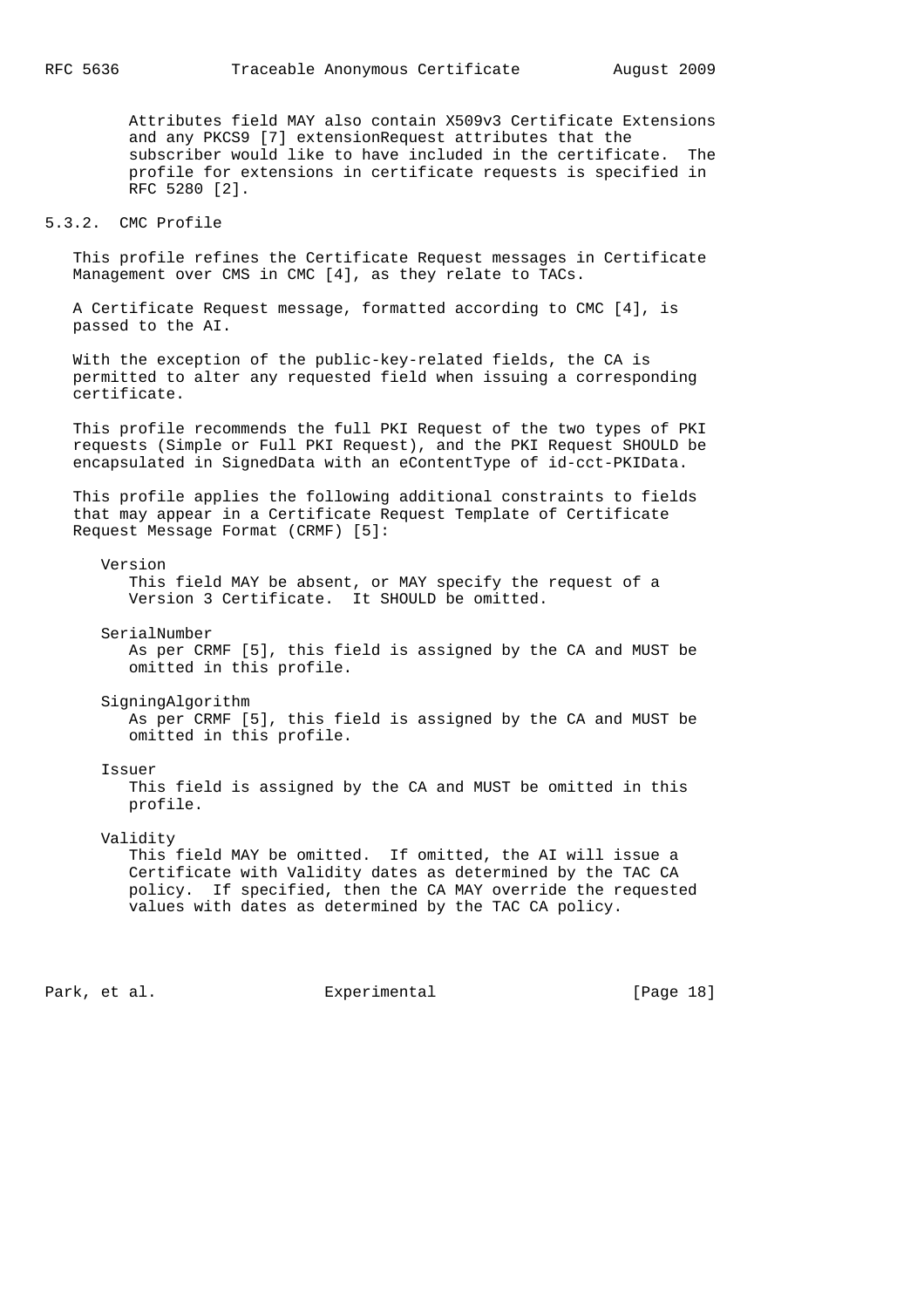Attributes field MAY also contain X509v3 Certificate Extensions and any PKCS9 [7] extensionRequest attributes that the subscriber would like to have included in the certificate. The profile for extensions in certificate requests is specified in RFC 5280 [2].

### 5.3.2. CMC Profile

This profile refines the Certificate Request messages in Certificate Management over CMS in CMC [4], as they relate to TACs.

A Certificate Request message, formatted according to CMC [4], is passed to the AI.

With the exception of the public-key-related fields, the CA is permitted to alter any requested field when issuing a corresponding certificate.

This profile recommends the full PKI Request of the two types of PKI requests (Simple or Full PKI Request), and the PKI Request SHOULD be encapsulated in SignedData with an eContentType of id-cct-PKIData.

This profile applies the following additional constraints to fields that may appear in a Certificate Request Template of Certificate Request Message Format (CRMF) [5]:

Version
: This field MAY be absent, or MAY specify the request of a Version 3 Certificate. It SHOULD be omitted.

SerialNumber
: As per CRMF [5], this field is assigned by the CA and MUST be omitted in this profile.

SigningAlgorithm
: As per CRMF [5], this field is assigned by the CA and MUST be omitted in this profile.

Issuer
: This field is assigned by the CA and MUST be omitted in this profile.

Validity
: This field MAY be omitted. If omitted, the AI will issue a Certificate with Validity dates as determined by the TAC CA policy. If specified, then the CA MAY override the requested values with dates as determined by the TAC CA policy.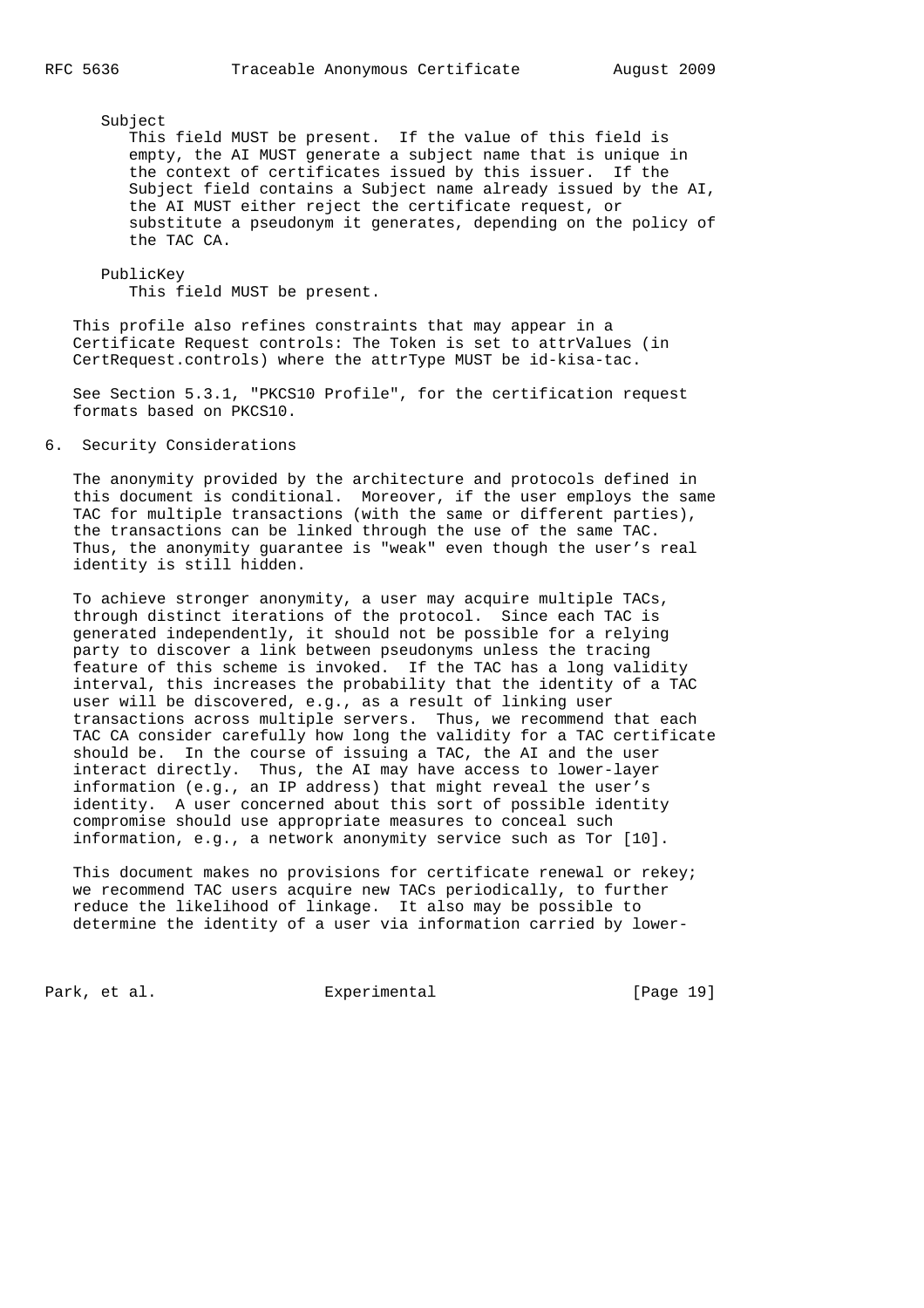Subject

This field MUST be present. If the value of this field is empty, the AI MUST generate a subject name that is unique in the context of certificates issued by this issuer. If the Subject field contains a Subject name already issued by the AI, the AI MUST either reject the certificate request, or substitute a pseudonym it generates, depending on the policy of the TAC CA.

PublicKey

This field MUST be present.

This profile also refines constraints that may appear in a Certificate Request controls: The Token is set to attrValues (in CertRequest.controls) where the attrType MUST be id-kisa-tac.

See Section 5.3.1, "PKCS10 Profile", for the certification request formats based on PKCS10.

## 6. Security Considerations

The anonymity provided by the architecture and protocols defined in this document is conditional. Moreover, if the user employs the same TAC for multiple transactions (with the same or different parties), the transactions can be linked through the use of the same TAC. Thus, the anonymity guarantee is "weak" even though the user's real identity is still hidden.

To achieve stronger anonymity, a user may acquire multiple TACs, through distinct iterations of the protocol. Since each TAC is generated independently, it should not be possible for a relying party to discover a link between pseudonyms unless the tracing feature of this scheme is invoked. If the TAC has a long validity interval, this increases the probability that the identity of a TAC user will be discovered, e.g., as a result of linking user transactions across multiple servers. Thus, we recommend that each TAC CA consider carefully how long the validity for a TAC certificate should be. In the course of issuing a TAC, the AI and the user interact directly. Thus, the AI may have access to lower-layer information (e.g., an IP address) that might reveal the user's identity. A user concerned about this sort of possible identity compromise should use appropriate measures to conceal such information, e.g., a network anonymity service such as Tor [10].

This document makes no provisions for certificate renewal or rekey; we recommend TAC users acquire new TACs periodically, to further reduce the likelihood of linkage. It also may be possible to determine the identity of a user via information carried by lower-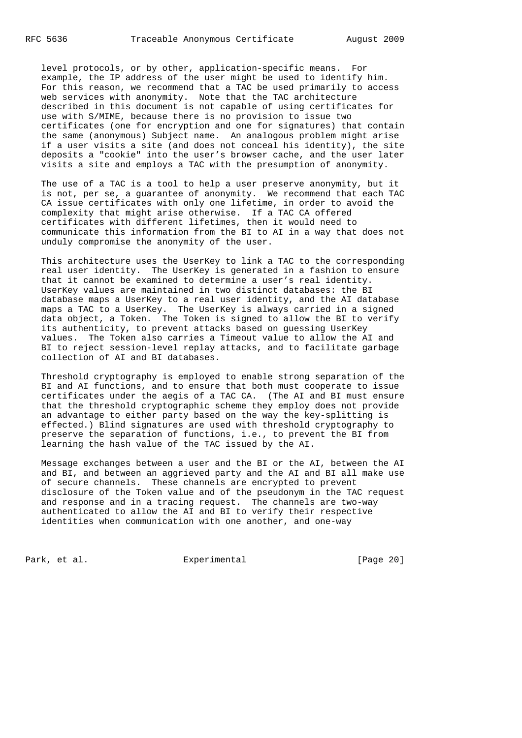level protocols, or by other, application-specific means. For example, the IP address of the user might be used to identify him. For this reason, we recommend that a TAC be used primarily to access web services with anonymity. Note that the TAC architecture described in this document is not capable of using certificates for use with S/MIME, because there is no provision to issue two certificates (one for encryption and one for signatures) that contain the same (anonymous) Subject name. An analogous problem might arise if a user visits a site (and does not conceal his identity), the site deposits a "cookie" into the user's browser cache, and the user later visits a site and employs a TAC with the presumption of anonymity.

The use of a TAC is a tool to help a user preserve anonymity, but it is not, per se, a guarantee of anonymity. We recommend that each TAC CA issue certificates with only one lifetime, in order to avoid the complexity that might arise otherwise. If a TAC CA offered certificates with different lifetimes, then it would need to communicate this information from the BI to AI in a way that does not unduly compromise the anonymity of the user.

This architecture uses the UserKey to link a TAC to the corresponding real user identity. The UserKey is generated in a fashion to ensure that it cannot be examined to determine a user's real identity. UserKey values are maintained in two distinct databases: the BI database maps a UserKey to a real user identity, and the AI database maps a TAC to a UserKey. The UserKey is always carried in a signed data object, a Token. The Token is signed to allow the BI to verify its authenticity, to prevent attacks based on guessing UserKey values. The Token also carries a Timeout value to allow the AI and BI to reject session-level replay attacks, and to facilitate garbage collection of AI and BI databases.

Threshold cryptography is employed to enable strong separation of the BI and AI functions, and to ensure that both must cooperate to issue certificates under the aegis of a TAC CA. (The AI and BI must ensure that the threshold cryptographic scheme they employ does not provide an advantage to either party based on the way the key-splitting is effected.) Blind signatures are used with threshold cryptography to preserve the separation of functions, i.e., to prevent the BI from learning the hash value of the TAC issued by the AI.

Message exchanges between a user and the BI or the AI, between the AI and BI, and between an aggrieved party and the AI and BI all make use of secure channels. These channels are encrypted to prevent disclosure of the Token value and of the pseudonym in the TAC request and response and in a tracing request. The channels are two-way authenticated to allow the AI and BI to verify their respective identities when communication with one another, and one-way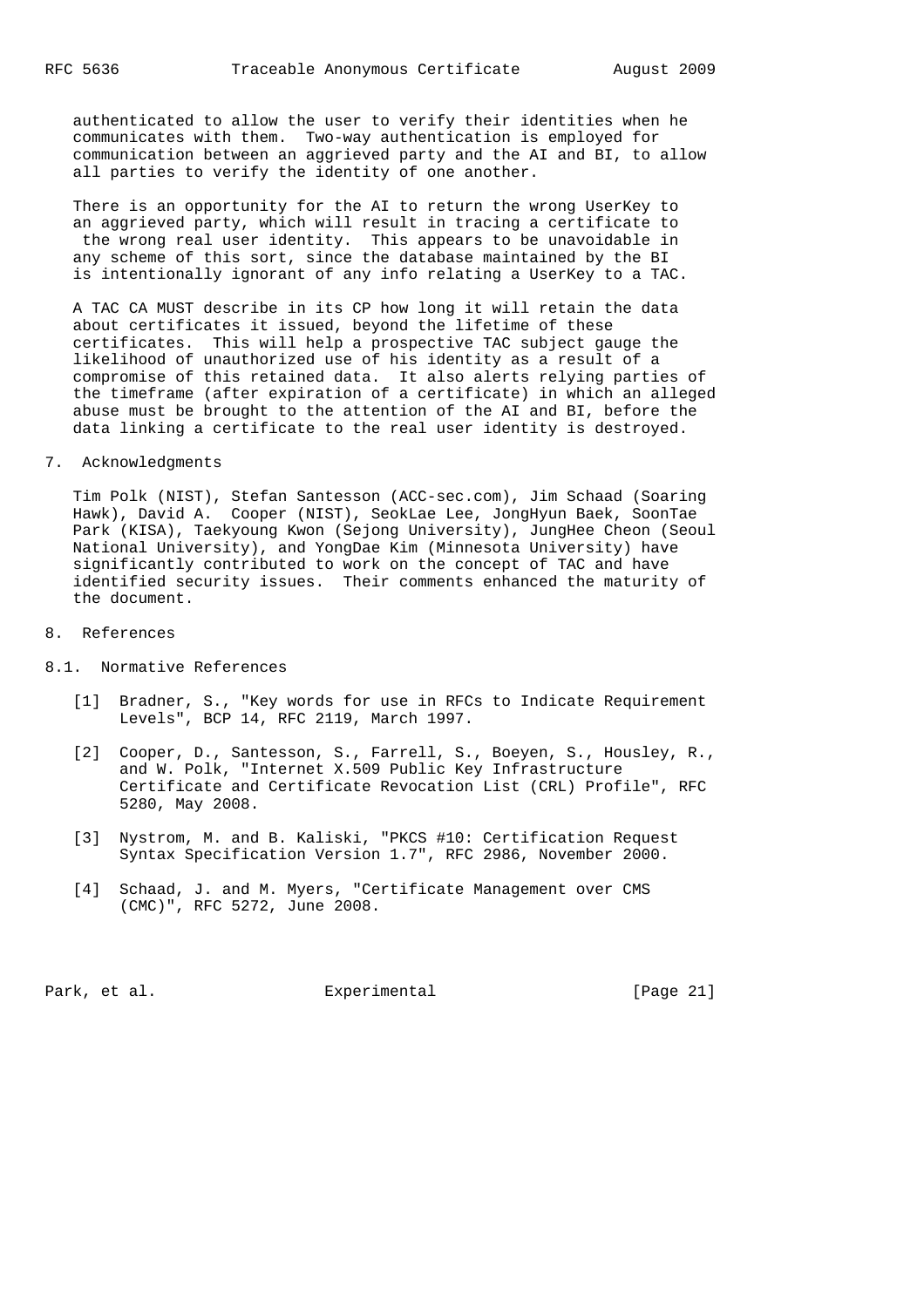authenticated to allow the user to verify their identities when he communicates with them. Two-way authentication is employed for communication between an aggrieved party and the AI and BI, to allow all parties to verify the identity of one another.

There is an opportunity for the AI to return the wrong UserKey to an aggrieved party, which will result in tracing a certificate to the wrong real user identity. This appears to be unavoidable in any scheme of this sort, since the database maintained by the BI is intentionally ignorant of any info relating a UserKey to a TAC.

A TAC CA MUST describe in its CP how long it will retain the data about certificates it issued, beyond the lifetime of these certificates. This will help a prospective TAC subject gauge the likelihood of unauthorized use of his identity as a result of a compromise of this retained data. It also alerts relying parties of the timeframe (after expiration of a certificate) in which an alleged abuse must be brought to the attention of the AI and BI, before the data linking a certificate to the real user identity is destroyed.

## 7. Acknowledgments

Tim Polk (NIST), Stefan Santesson (ACC-sec.com), Jim Schaad (Soaring Hawk), David A. Cooper (NIST), SeokLae Lee, JongHyun Baek, SoonTae Park (KISA), Taekyoung Kwon (Sejong University), JungHee Cheon (Seoul National University), and YongDae Kim (Minnesota University) have significantly contributed to work on the concept of TAC and have identified security issues. Their comments enhanced the maturity of the document.

## 8. References

### 8.1. Normative References

[1] Bradner, S., "Key words for use in RFCs to Indicate Requirement Levels", BCP 14, RFC 2119, March 1997.

[2] Cooper, D., Santesson, S., Farrell, S., Boeyen, S., Housley, R., and W. Polk, "Internet X.509 Public Key Infrastructure Certificate and Certificate Revocation List (CRL) Profile", RFC 5280, May 2008.

[3] Nystrom, M. and B. Kaliski, "PKCS #10: Certification Request Syntax Specification Version 1.7", RFC 2986, November 2000.

[4] Schaad, J. and M. Myers, "Certificate Management over CMS (CMC)", RFC 5272, June 2008.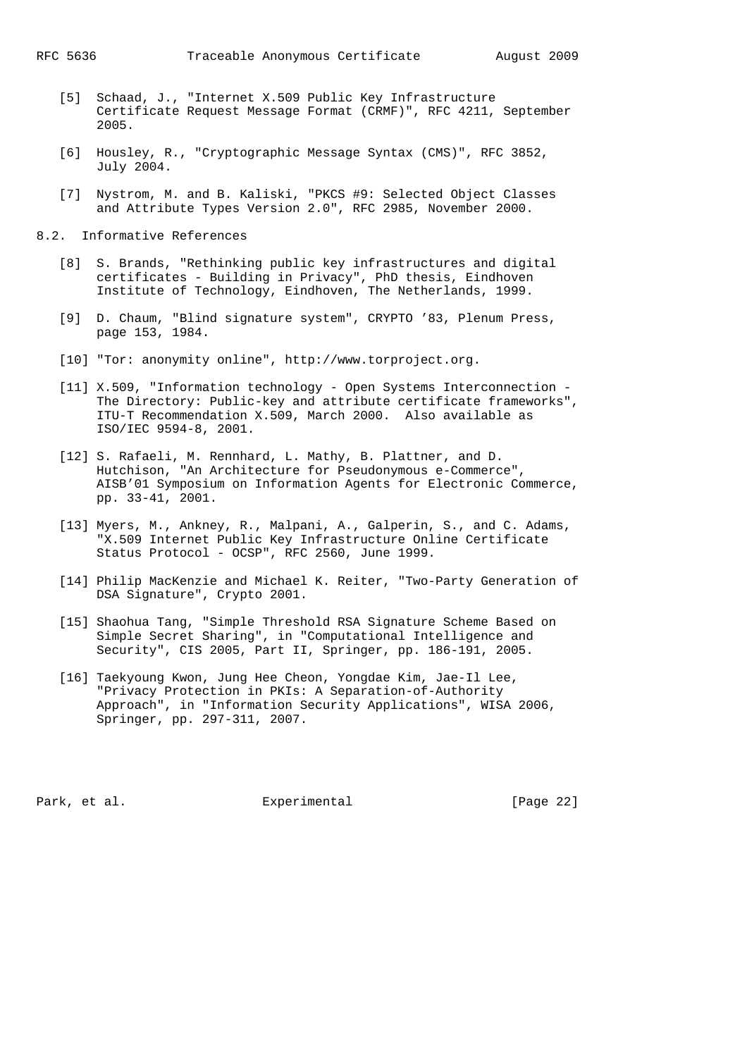[5] Schaad, J., "Internet X.509 Public Key Infrastructure Certificate Request Message Format (CRMF)", RFC 4211, September 2005.

[6] Housley, R., "Cryptographic Message Syntax (CMS)", RFC 3852, July 2004.

[7] Nystrom, M. and B. Kaliski, "PKCS #9: Selected Object Classes and Attribute Types Version 2.0", RFC 2985, November 2000.

## 8.2. Informative References

[8] S. Brands, "Rethinking public key infrastructures and digital certificates - Building in Privacy", PhD thesis, Eindhoven Institute of Technology, Eindhoven, The Netherlands, 1999.

[9] D. Chaum, "Blind signature system", CRYPTO ’83, Plenum Press, page 153, 1984.

[10] "Tor: anonymity online", http://www.torproject.org.

[11] X.509, "Information technology - Open Systems Interconnection - The Directory: Public-key and attribute certificate frameworks", ITU-T Recommendation X.509, March 2000. Also available as ISO/IEC 9594-8, 2001.

[12] S. Rafaeli, M. Rennhard, L. Mathy, B. Plattner, and D. Hutchison, "An Architecture for Pseudonymous e-Commerce", AISB’01 Symposium on Information Agents for Electronic Commerce, pp. 33-41, 2001.

[13] Myers, M., Ankney, R., Malpani, A., Galperin, S., and C. Adams, "X.509 Internet Public Key Infrastructure Online Certificate Status Protocol - OCSP", RFC 2560, June 1999.

[14] Philip MacKenzie and Michael K. Reiter, "Two-Party Generation of DSA Signature", Crypto 2001.

[15] Shaohua Tang, "Simple Threshold RSA Signature Scheme Based on Simple Secret Sharing", in "Computational Intelligence and Security", CIS 2005, Part II, Springer, pp. 186-191, 2005.

[16] Taekyoung Kwon, Jung Hee Cheon, Yongdae Kim, Jae-Il Lee, "Privacy Protection in PKIs: A Separation-of-Authority Approach", in "Information Security Applications", WISA 2006, Springer, pp. 297-311, 2007.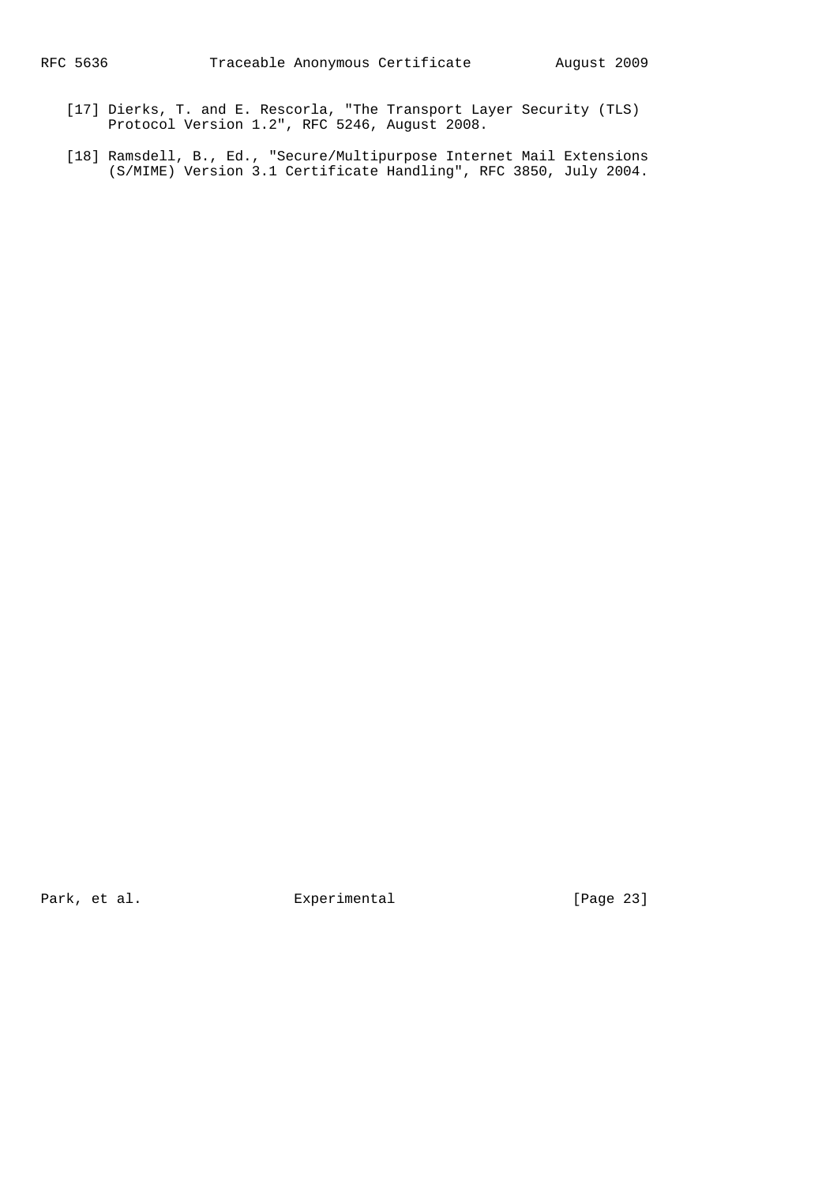[17] Dierks, T. and E. Rescorla, "The Transport Layer Security (TLS) Protocol Version 1.2", RFC 5246, August 2008.

[18] Ramsdell, B., Ed., "Secure/Multipurpose Internet Mail Extensions (S/MIME) Version 3.1 Certificate Handling", RFC 3850, July 2004.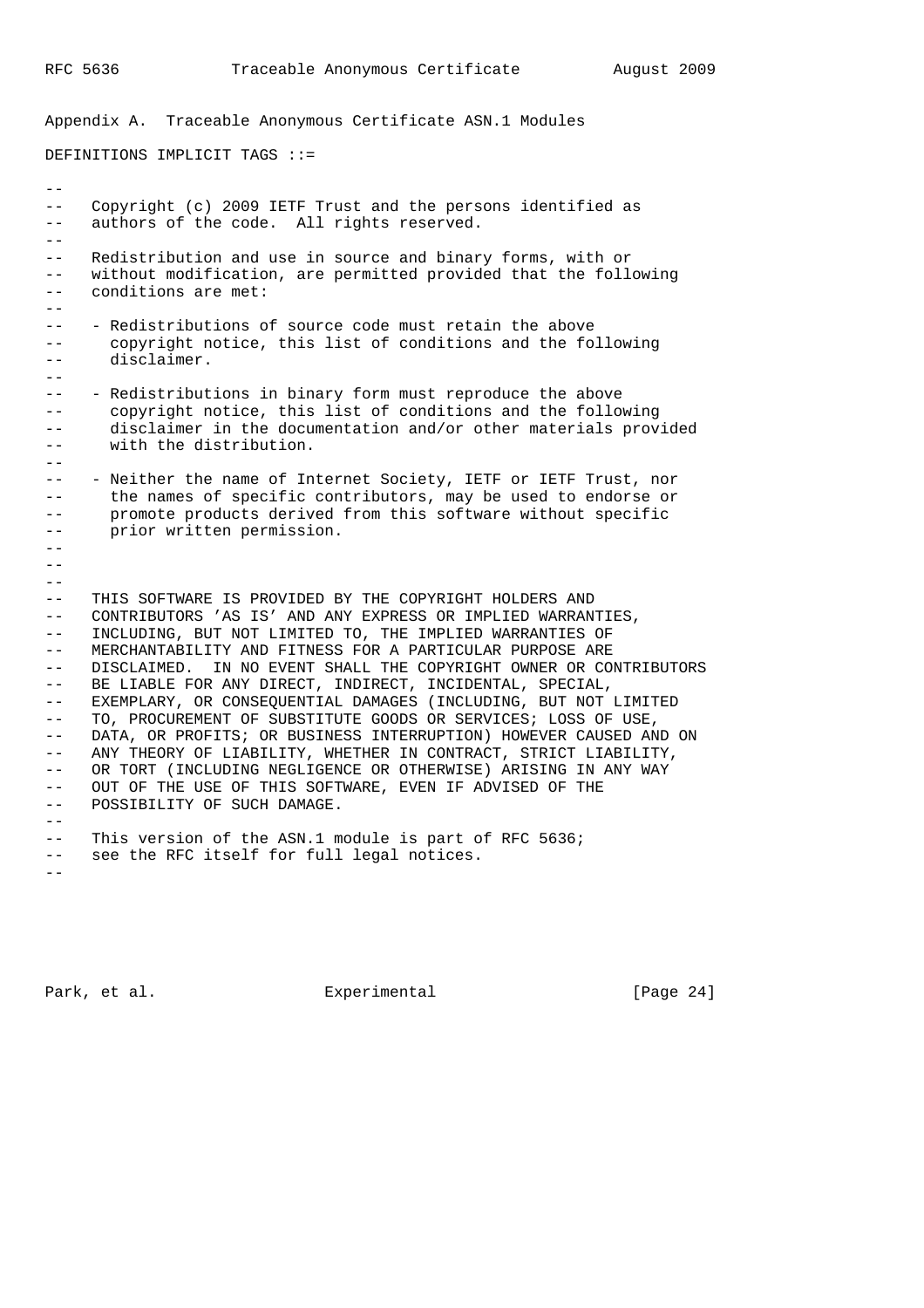Appendix A.  Traceable Anonymous Certificate ASN.1 Modules

```
DEFINITIONS IMPLICIT TAGS ::=

--
--   Copyright (c) 2009 IETF Trust and the persons identified as
--   authors of the code.  All rights reserved.
--
--   Redistribution and use in source and binary forms, with or
--   without modification, are permitted provided that the following
--   conditions are met:
--
--   - Redistributions of source code must retain the above
--     copyright notice, this list of conditions and the following
--     disclaimer.
--
--   - Redistributions in binary form must reproduce the above
--     copyright notice, this list of conditions and the following
--     disclaimer in the documentation and/or other materials provided
--     with the distribution.
--
--   - Neither the name of Internet Society, IETF or IETF Trust, nor
--     the names of specific contributors, may be used to endorse or
--     promote products derived from this software without specific
--     prior written permission.
--
--
--
--   THIS SOFTWARE IS PROVIDED BY THE COPYRIGHT HOLDERS AND
--   CONTRIBUTORS 'AS IS' AND ANY EXPRESS OR IMPLIED WARRANTIES,
--   INCLUDING, BUT NOT LIMITED TO, THE IMPLIED WARRANTIES OF
--   MERCHANTABILITY AND FITNESS FOR A PARTICULAR PURPOSE ARE
--   DISCLAIMED.  IN NO EVENT SHALL THE COPYRIGHT OWNER OR CONTRIBUTORS
--   BE LIABLE FOR ANY DIRECT, INDIRECT, INCIDENTAL, SPECIAL,
--   EXEMPLARY, OR CONSEQUENTIAL DAMAGES (INCLUDING, BUT NOT LIMITED
--   TO, PROCUREMENT OF SUBSTITUTE GOODS OR SERVICES; LOSS OF USE,
--   DATA, OR PROFITS; OR BUSINESS INTERRUPTION) HOWEVER CAUSED AND ON
--   ANY THEORY OF LIABILITY, WHETHER IN CONTRACT, STRICT LIABILITY,
--   OR TORT (INCLUDING NEGLIGENCE OR OTHERWISE) ARISING IN ANY WAY
--   OUT OF THE USE OF THIS SOFTWARE, EVEN IF ADVISED OF THE
--   POSSIBILITY OF SUCH DAMAGE.
--
--   This version of the ASN.1 module is part of RFC 5636;
--   see the RFC itself for full legal notices.
--
```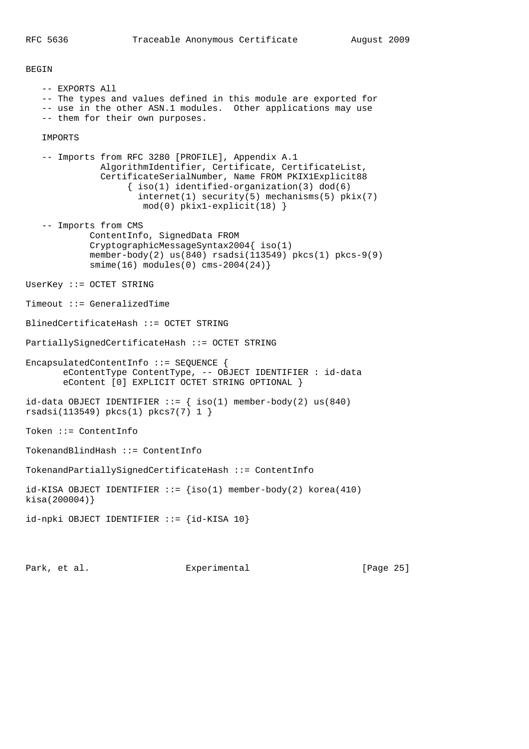```
BEGIN

   -- EXPORTS All
   -- The types and values defined in this module are exported for
   -- use in the other ASN.1 modules.  Other applications may use
   -- them for their own purposes.

   IMPORTS

   -- Imports from RFC 3280 [PROFILE], Appendix A.1
              AlgorithmIdentifier, Certificate, CertificateList,
              CertificateSerialNumber, Name FROM PKIX1Explicit88
                   { iso(1) identified-organization(3) dod(6)
                     internet(1) security(5) mechanisms(5) pkix(7)
                      mod(0) pkix1-explicit(18) }

   -- Imports from CMS
            ContentInfo, SignedData FROM
            CryptographicMessageSyntax2004{ iso(1)
            member-body(2) us(840) rsadsi(113549) pkcs(1) pkcs-9(9)
            smime(16) modules(0) cms-2004(24)}

UserKey ::= OCTET STRING

Timeout ::= GeneralizedTime

BlinedCertificateHash ::= OCTET STRING

PartiallySignedCertificateHash ::= OCTET STRING

EncapsulatedContentInfo ::= SEQUENCE {
       eContentType ContentType, -- OBJECT IDENTIFIER : id-data
       eContent [0] EXPLICIT OCTET STRING OPTIONAL }

id-data OBJECT IDENTIFIER ::= { iso(1) member-body(2) us(840)
rsadsi(113549) pkcs(1) pkcs7(7) 1 }

Token ::= ContentInfo

TokenandBlindHash ::= ContentInfo

TokenandPartiallySignedCertificateHash ::= ContentInfo

id-KISA OBJECT IDENTIFIER ::= {iso(1) member-body(2) korea(410)
kisa(200004)}

id-npki OBJECT IDENTIFIER ::= {id-KISA 10}
```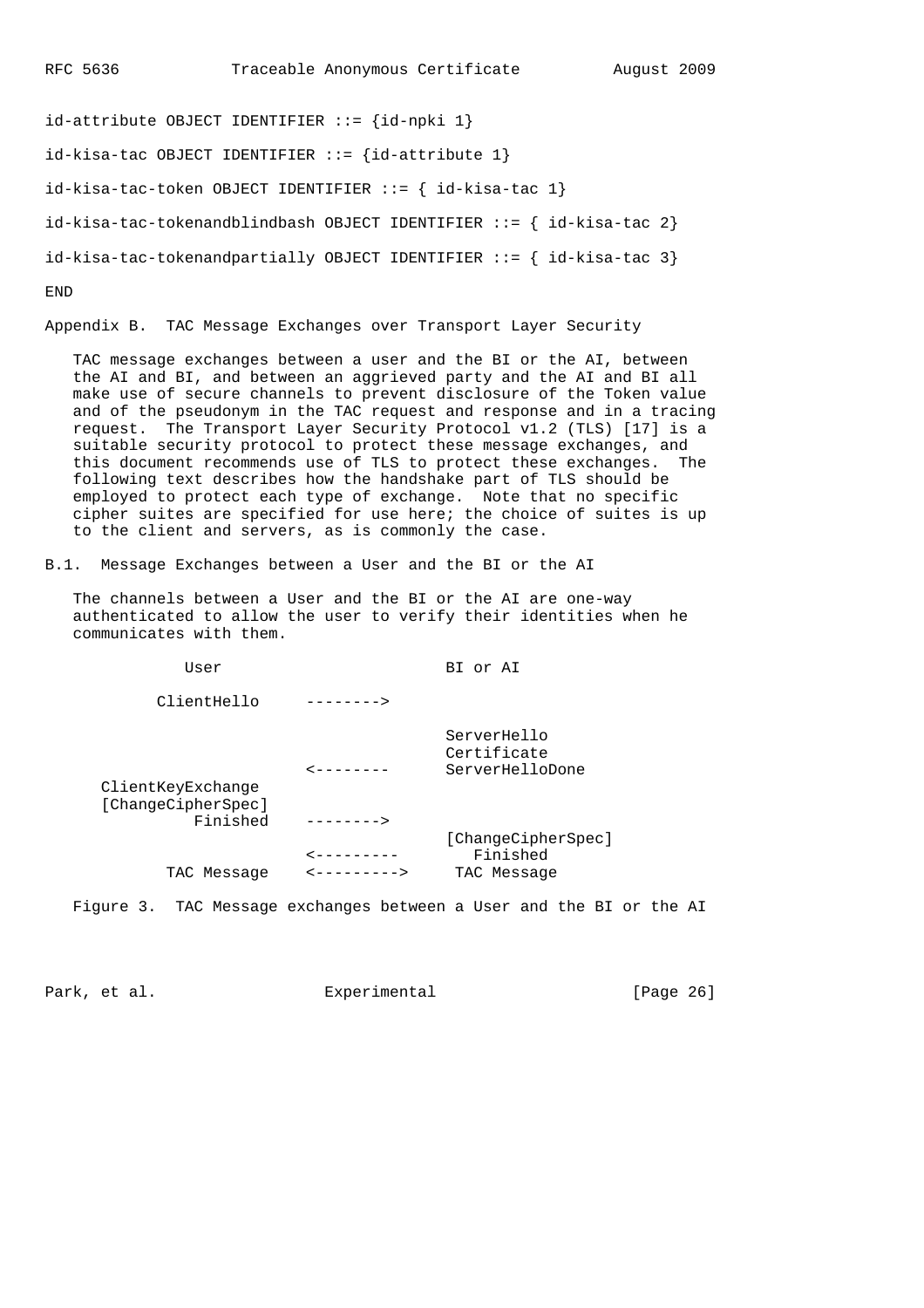```
id-attribute OBJECT IDENTIFIER ::= {id-npki 1}

id-kisa-tac OBJECT IDENTIFIER ::= {id-attribute 1}

id-kisa-tac-token OBJECT IDENTIFIER ::= { id-kisa-tac 1}

id-kisa-tac-tokenandblindbash OBJECT IDENTIFIER ::= { id-kisa-tac 2}

id-kisa-tac-tokenandpartially OBJECT IDENTIFIER ::= { id-kisa-tac 3}

END
```

## Appendix B. TAC Message Exchanges over Transport Layer Security

TAC message exchanges between a user and the BI or the AI, between the AI and BI, and between an aggrieved party and the AI and BI all make use of secure channels to prevent disclosure of the Token value and of the pseudonym in the TAC request and response and in a tracing request. The Transport Layer Security Protocol v1.2 (TLS) [17] is a suitable security protocol to protect these message exchanges, and this document recommends use of TLS to protect these exchanges. The following text describes how the handshake part of TLS should be employed to protect each type of exchange. Note that no specific cipher suites are specified for use here; the choice of suites is up to the client and servers, as is commonly the case.

### B.1. Message Exchanges between a User and the BI or the AI

The channels between a User and the BI or the AI are one-way authenticated to allow the user to verify their identities when he communicates with them.

```
             User                        BI or AI

          ClientHello     -------->

                                         ServerHello
                                         Certificate
                          <--------      ServerHelloDone
      ClientKeyExchange
      [ChangeCipherSpec]
               Finished   -------->
                                         [ChangeCipherSpec]
                          <---------        Finished
            TAC Message   <--------->     TAC Message
```

Figure 3. TAC Message exchanges between a User and the BI or the AI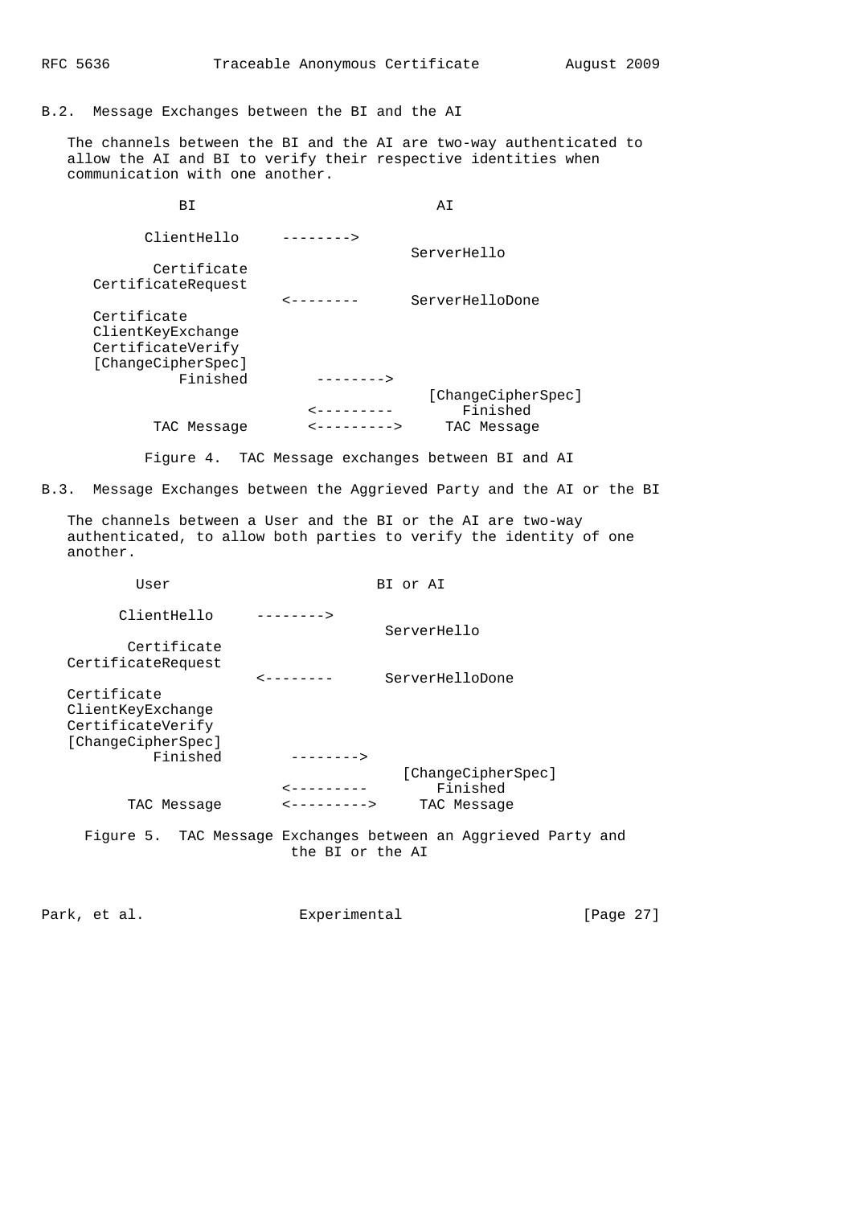### B.2. Message Exchanges between the BI and the AI

The channels between the BI and the AI are two-way authenticated to allow the AI and BI to verify their respective identities when communication with one another.

```
            BI                            AI

        ClientHello     -------->
                                      ServerHello
         Certificate
   CertificateRequest
                        <--------     ServerHelloDone
   Certificate
   ClientKeyExchange
   CertificateVerify
   [ChangeCipherSpec]
            Finished        -------->
                                        [ChangeCipherSpec]
                            <---------        Finished
         TAC Message        <--------->     TAC Message
```

Figure 4. TAC Message exchanges between BI and AI

### B.3. Message Exchanges between the Aggrieved Party and the AI or the BI

The channels between a User and the BI or the AI are two-way authenticated, to allow both parties to verify the identity of one another.

```
         User                        BI or AI

       ClientHello     -------->
                                      ServerHello
        Certificate
  CertificateRequest
                       <--------      ServerHelloDone
  Certificate
  ClientKeyExchange
  CertificateVerify
  [ChangeCipherSpec]
           Finished        -------->
                                        [ChangeCipherSpec]
                           <---------         Finished
        TAC Message        <--------->     TAC Message
```

Figure 5. TAC Message Exchanges between an Aggrieved Party and the BI or the AI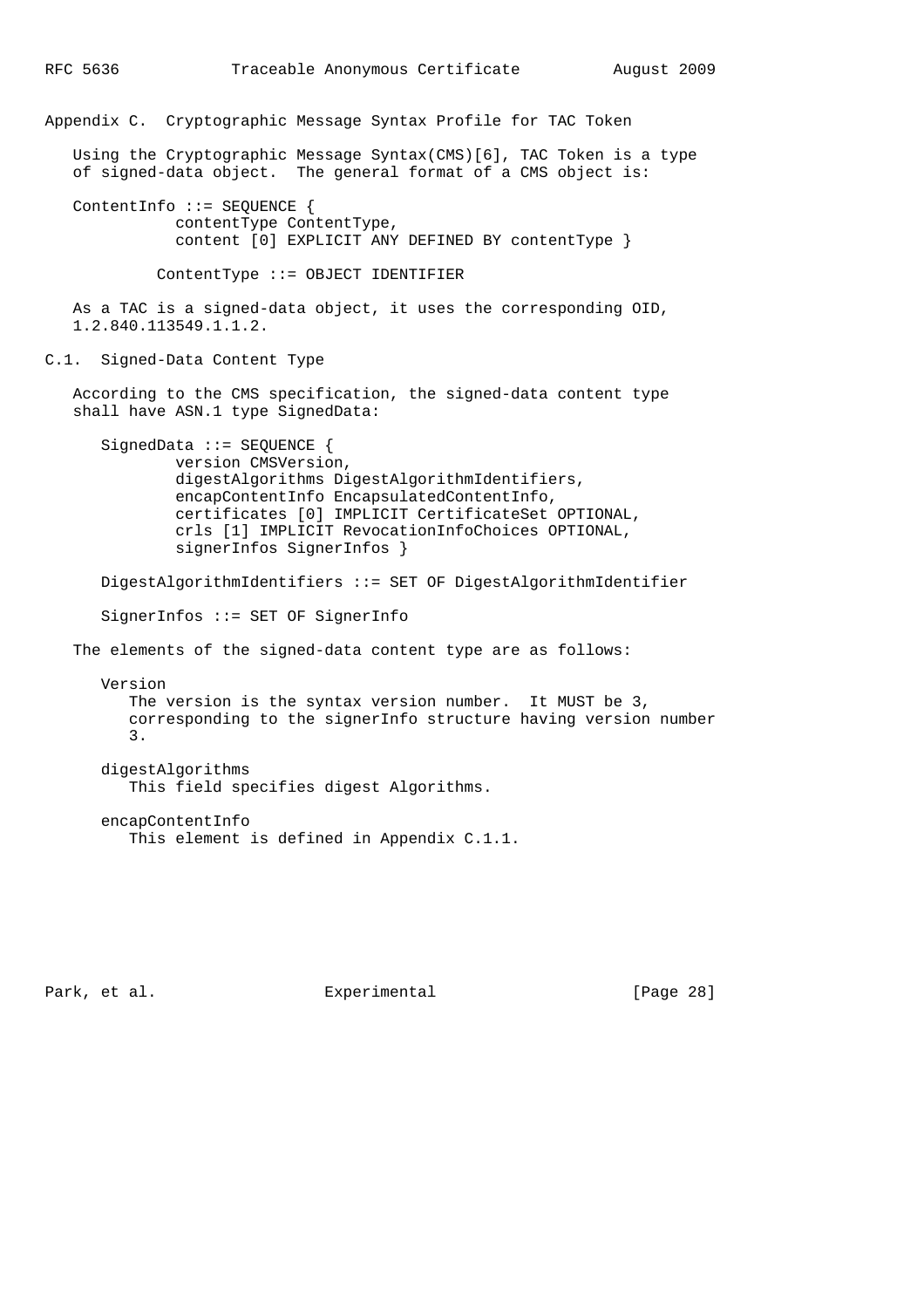## Appendix C. Cryptographic Message Syntax Profile for TAC Token

Using the Cryptographic Message Syntax(CMS)[6], TAC Token is a type of signed-data object. The general format of a CMS object is:

```
ContentInfo ::= SEQUENCE {
           contentType ContentType,
           content [0] EXPLICIT ANY DEFINED BY contentType }

        ContentType ::= OBJECT IDENTIFIER
```

As a TAC is a signed-data object, it uses the corresponding OID, 1.2.840.113549.1.1.2.

### C.1. Signed-Data Content Type

According to the CMS specification, the signed-data content type shall have ASN.1 type SignedData:

```
SignedData ::= SEQUENCE {
        version CMSVersion,
        digestAlgorithms DigestAlgorithmIdentifiers,
        encapContentInfo EncapsulatedContentInfo,
        certificates [0] IMPLICIT CertificateSet OPTIONAL,
        crls [1] IMPLICIT RevocationInfoChoices OPTIONAL,
        signerInfos SignerInfos }

DigestAlgorithmIdentifiers ::= SET OF DigestAlgorithmIdentifier

SignerInfos ::= SET OF SignerInfo
```

The elements of the signed-data content type are as follows:

Version
: The version is the syntax version number. It MUST be 3, corresponding to the signerInfo structure having version number 3.

digestAlgorithms
: This field specifies digest Algorithms.

encapContentInfo
: This element is defined in Appendix C.1.1.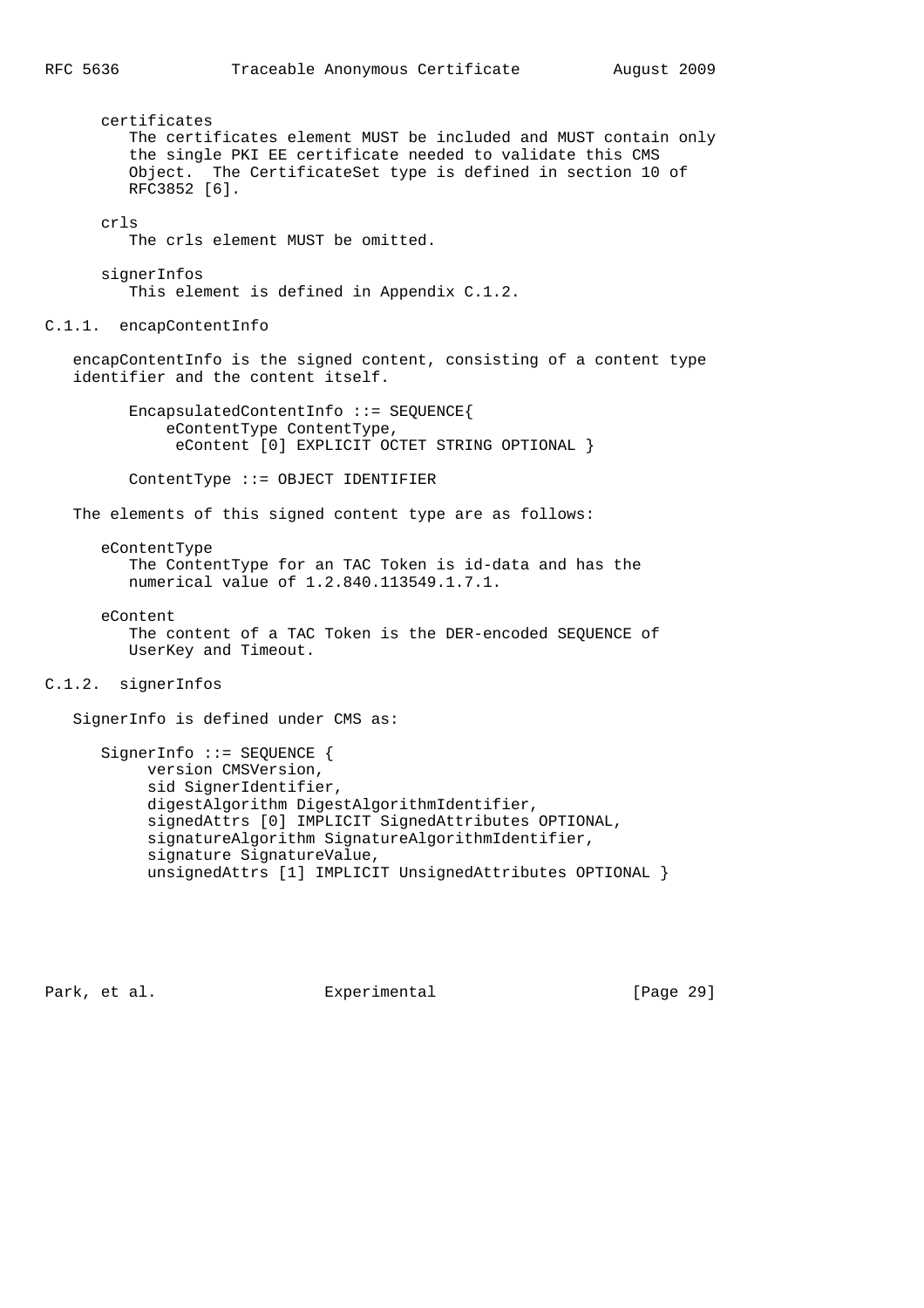certificates
The certificates element MUST be included and MUST contain only the single PKI EE certificate needed to validate this CMS Object. The CertificateSet type is defined in section 10 of RFC3852 [6].

crls
The crls element MUST be omitted.

signerInfos
This element is defined in Appendix C.1.2.

### C.1.1. encapContentInfo

encapContentInfo is the signed content, consisting of a content type identifier and the content itself.

```
EncapsulatedContentInfo ::= SEQUENCE{
    eContentType ContentType,
     eContent [0] EXPLICIT OCTET STRING OPTIONAL }

ContentType ::= OBJECT IDENTIFIER
```

The elements of this signed content type are as follows:

eContentType
The ContentType for an TAC Token is id-data and has the numerical value of 1.2.840.113549.1.7.1.

eContent
The content of a TAC Token is the DER-encoded SEQUENCE of UserKey and Timeout.

### C.1.2. signerInfos

SignerInfo is defined under CMS as:

```
SignerInfo ::= SEQUENCE {
     version CMSVersion,
     sid SignerIdentifier,
     digestAlgorithm DigestAlgorithmIdentifier,
     signedAttrs [0] IMPLICIT SignedAttributes OPTIONAL,
     signatureAlgorithm SignatureAlgorithmIdentifier,
     signature SignatureValue,
     unsignedAttrs [1] IMPLICIT UnsignedAttributes OPTIONAL }
```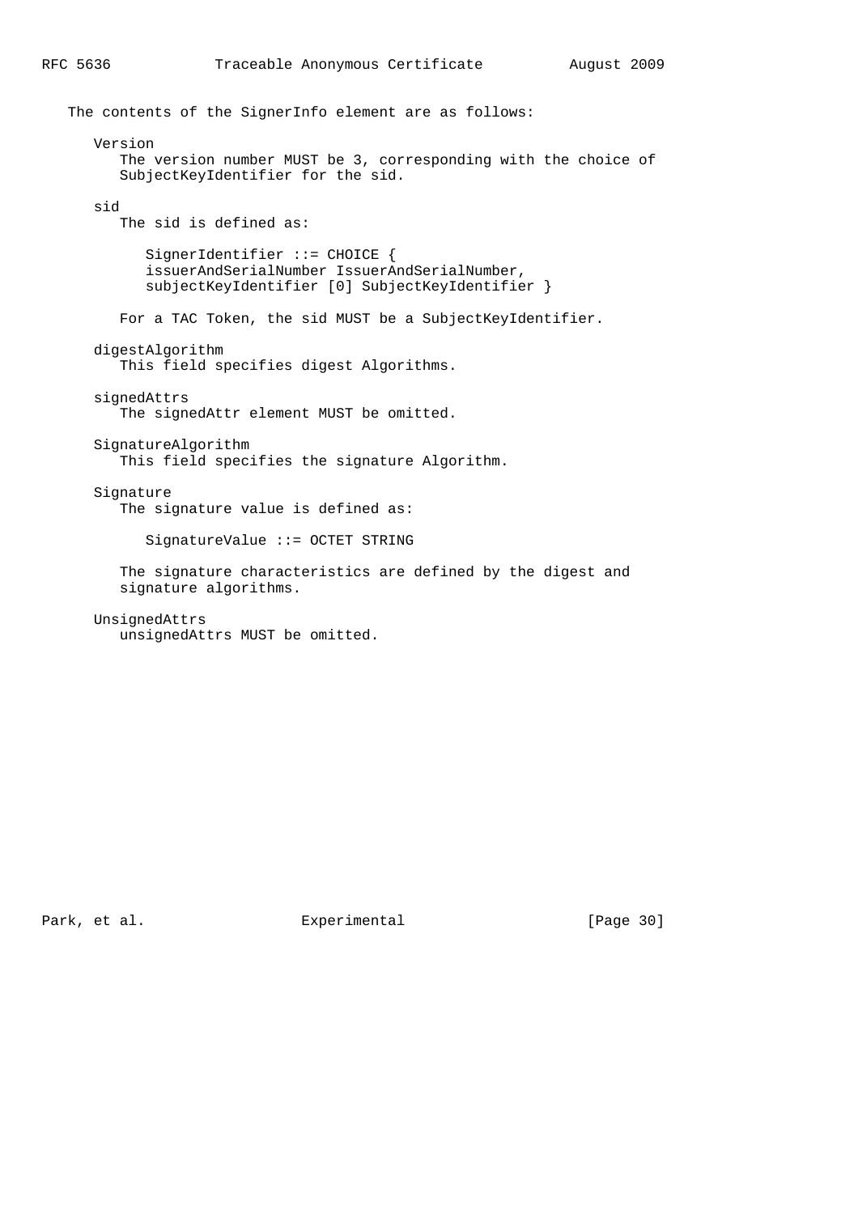The contents of the SignerInfo element are as follows:

Version
: The version number MUST be 3, corresponding with the choice of SubjectKeyIdentifier for the sid.

sid
: The sid is defined as:

```
SignerIdentifier ::= CHOICE {
issuerAndSerialNumber IssuerAndSerialNumber,
subjectKeyIdentifier [0] SubjectKeyIdentifier }
```

For a TAC Token, the sid MUST be a SubjectKeyIdentifier.

digestAlgorithm
: This field specifies digest Algorithms.

signedAttrs
: The signedAttr element MUST be omitted.

SignatureAlgorithm
: This field specifies the signature Algorithm.

Signature
: The signature value is defined as:

```
SignatureValue ::= OCTET STRING
```

The signature characteristics are defined by the digest and signature algorithms.

UnsignedAttrs
: unsignedAttrs MUST be omitted.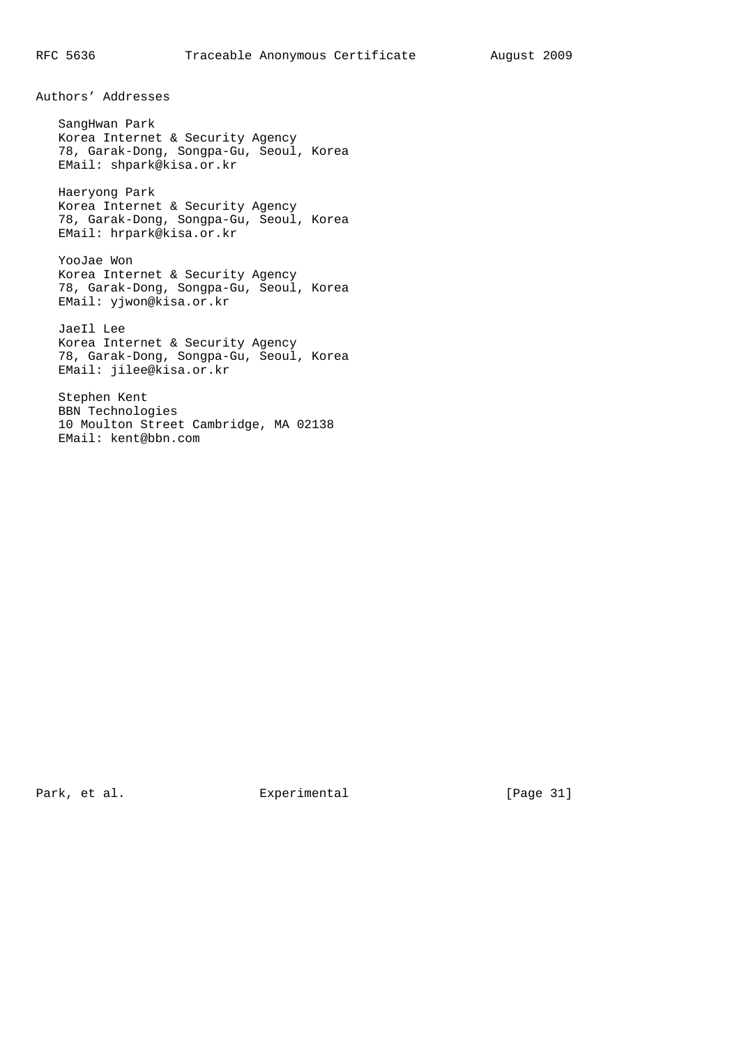## Authors' Addresses

SangHwan Park
Korea Internet & Security Agency
78, Garak-Dong, Songpa-Gu, Seoul, Korea
EMail: shpark@kisa.or.kr

Haeryong Park
Korea Internet & Security Agency
78, Garak-Dong, Songpa-Gu, Seoul, Korea
EMail: hrpark@kisa.or.kr

YooJae Won
Korea Internet & Security Agency
78, Garak-Dong, Songpa-Gu, Seoul, Korea
EMail: yjwon@kisa.or.kr

JaeIl Lee
Korea Internet & Security Agency
78, Garak-Dong, Songpa-Gu, Seoul, Korea
EMail: jilee@kisa.or.kr

Stephen Kent
BBN Technologies
10 Moulton Street Cambridge, MA 02138
EMail: kent@bbn.com